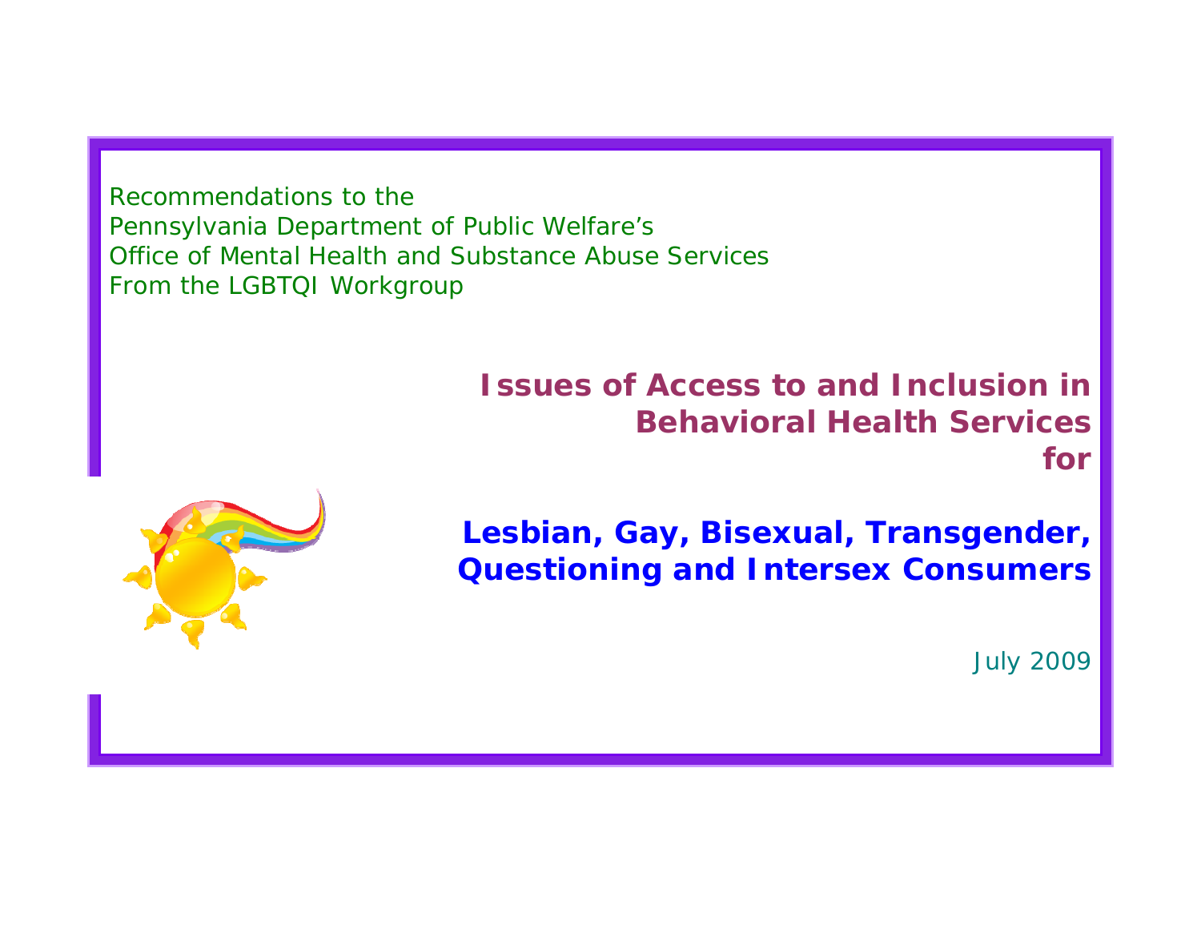Recommendations to the
Pennsylvania Department of Public Welfare's
Office of Mental Health and Substance Abuse Services
From the LGBTQI Workgroup

# Issues of Access to and Inclusion in Behavioral Health Services for

# Lesbian, Gay, Bisexual, Transgender, Questioning and Intersex Consumers

July 2009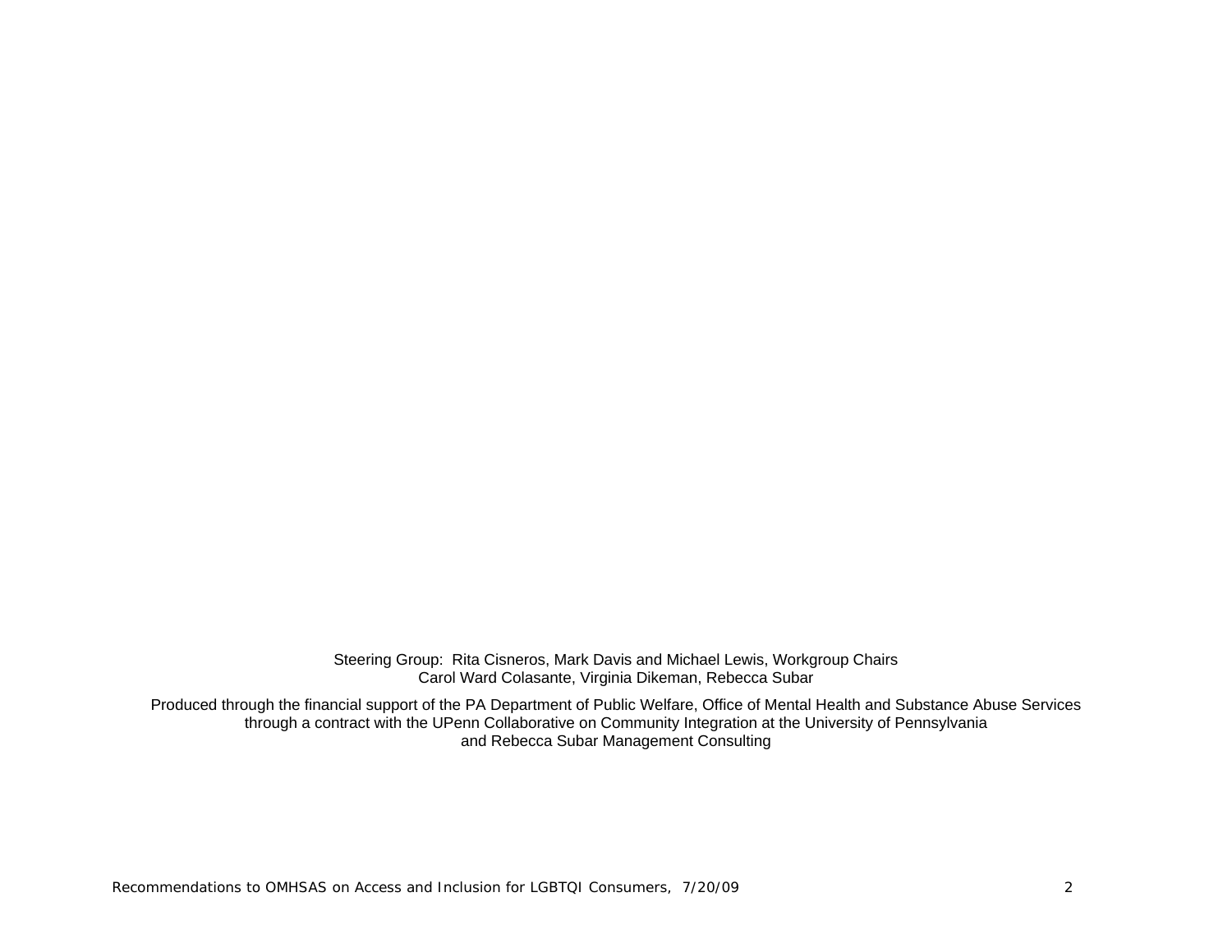Steering Group: Rita Cisneros, Mark Davis and Michael Lewis, Workgroup Chairs
Carol Ward Colasante, Virginia Dikeman, Rebecca Subar

Produced through the financial support of the PA Department of Public Welfare, Office of Mental Health and Substance Abuse Services through a contract with the UPenn Collaborative on Community Integration at the University of Pennsylvania and Rebecca Subar Management Consulting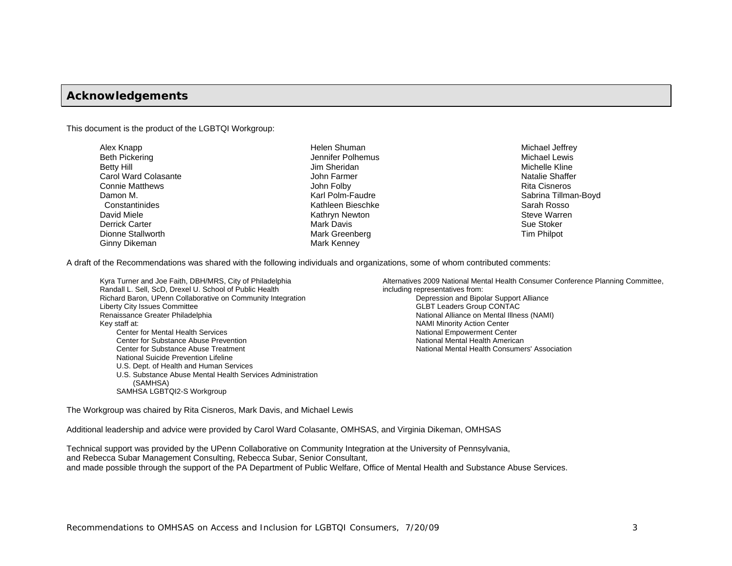## Acknowledgements

This document is the product of the LGBTQI Workgroup:

- Alex Knapp
- Beth Pickering
- Betty Hill
- Carol Ward Colasante
- Connie Matthews
- Damon M. Constantinides
- David Miele
- Derrick Carter
- Dionne Stallworth
- Ginny Dikeman
- Helen Shuman
- Jennifer Polhemus
- Jim Sheridan
- John Farmer
- John Folby
- Karl Polm-Faudre
- Kathleen Bieschke
- Kathryn Newton
- Mark Davis
- Mark Greenberg
- Mark Kenney
- Michael Jeffrey
- Michael Lewis
- Michelle Kline
- Natalie Shaffer
- Rita Cisneros
- Sabrina Tillman-Boyd
- Sarah Rosso
- Steve Warren
- Sue Stoker
- Tim Philpot

A draft of the Recommendations was shared with the following individuals and organizations, some of whom contributed comments:

- Kyra Turner and Joe Faith, DBH/MRS, City of Philadelphia
- Randall L. Sell, ScD, Drexel U. School of Public Health
- Richard Baron, UPenn Collaborative on Community Integration
- Liberty City Issues Committee
- Renaissance Greater Philadelphia
- Key staff at:
  - Center for Mental Health Services
  - Center for Substance Abuse Prevention
  - Center for Substance Abuse Treatment
  - National Suicide Prevention Lifeline
  - U.S. Dept. of Health and Human Services
  - U.S. Substance Abuse Mental Health Services Administration (SAMHSA)
  - SAMHSA LGBTQI2-S Workgroup
- Alternatives 2009 National Mental Health Consumer Conference Planning Committee, including representatives from:
  - Depression and Bipolar Support Alliance
  - GLBT Leaders Group CONTAC
  - National Alliance on Mental Illness (NAMI)
  - NAMI Minority Action Center
  - National Empowerment Center
  - National Mental Health American
  - National Mental Health Consumers' Association

The Workgroup was chaired by Rita Cisneros, Mark Davis, and Michael Lewis

Additional leadership and advice were provided by Carol Ward Colasante, OMHSAS, and Virginia Dikeman, OMHSAS

Technical support was provided by the UPenn Collaborative on Community Integration at the University of Pennsylvania,
and Rebecca Subar Management Consulting, Rebecca Subar, Senior Consultant,
and made possible through the support of the PA Department of Public Welfare, Office of Mental Health and Substance Abuse Services.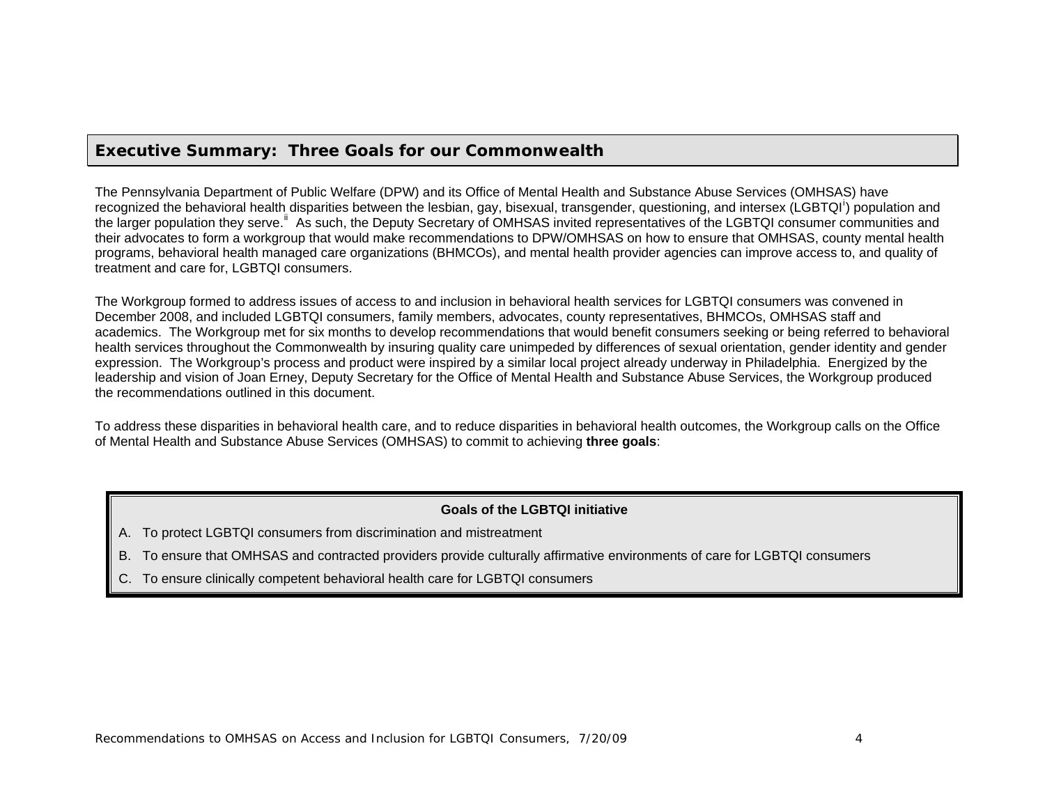## Executive Summary: Three Goals for our Commonwealth

The Pennsylvania Department of Public Welfare (DPW) and its Office of Mental Health and Substance Abuse Services (OMHSAS) have recognized the behavioral health disparities between the lesbian, gay, bisexual, transgender, questioning, and intersex (LGBTQI[i]) population and the larger population they serve.[ii] As such, the Deputy Secretary of OMHSAS invited representatives of the LGBTQI consumer communities and their advocates to form a workgroup that would make recommendations to DPW/OMHSAS on how to ensure that OMHSAS, county mental health programs, behavioral health managed care organizations (BHMCOs), and mental health provider agencies can improve access to, and quality of treatment and care for, LGBTQI consumers.

The Workgroup formed to address issues of access to and inclusion in behavioral health services for LGBTQI consumers was convened in December 2008, and included LGBTQI consumers, family members, advocates, county representatives, BHMCOs, OMHSAS staff and academics. The Workgroup met for six months to develop recommendations that would benefit consumers seeking or being referred to behavioral health services throughout the Commonwealth by insuring quality care unimpeded by differences of sexual orientation, gender identity and gender expression. The Workgroup's process and product were inspired by a similar local project already underway in Philadelphia. Energized by the leadership and vision of Joan Erney, Deputy Secretary for the Office of Mental Health and Substance Abuse Services, the Workgroup produced the recommendations outlined in this document.

To address these disparities in behavioral health care, and to reduce disparities in behavioral health outcomes, the Workgroup calls on the Office of Mental Health and Substance Abuse Services (OMHSAS) to commit to achieving **three goals**:

**Goals of the LGBTQI initiative**

A. To protect LGBTQI consumers from discrimination and mistreatment

B. To ensure that OMHSAS and contracted providers provide culturally affirmative environments of care for LGBTQI consumers

C. To ensure clinically competent behavioral health care for LGBTQI consumers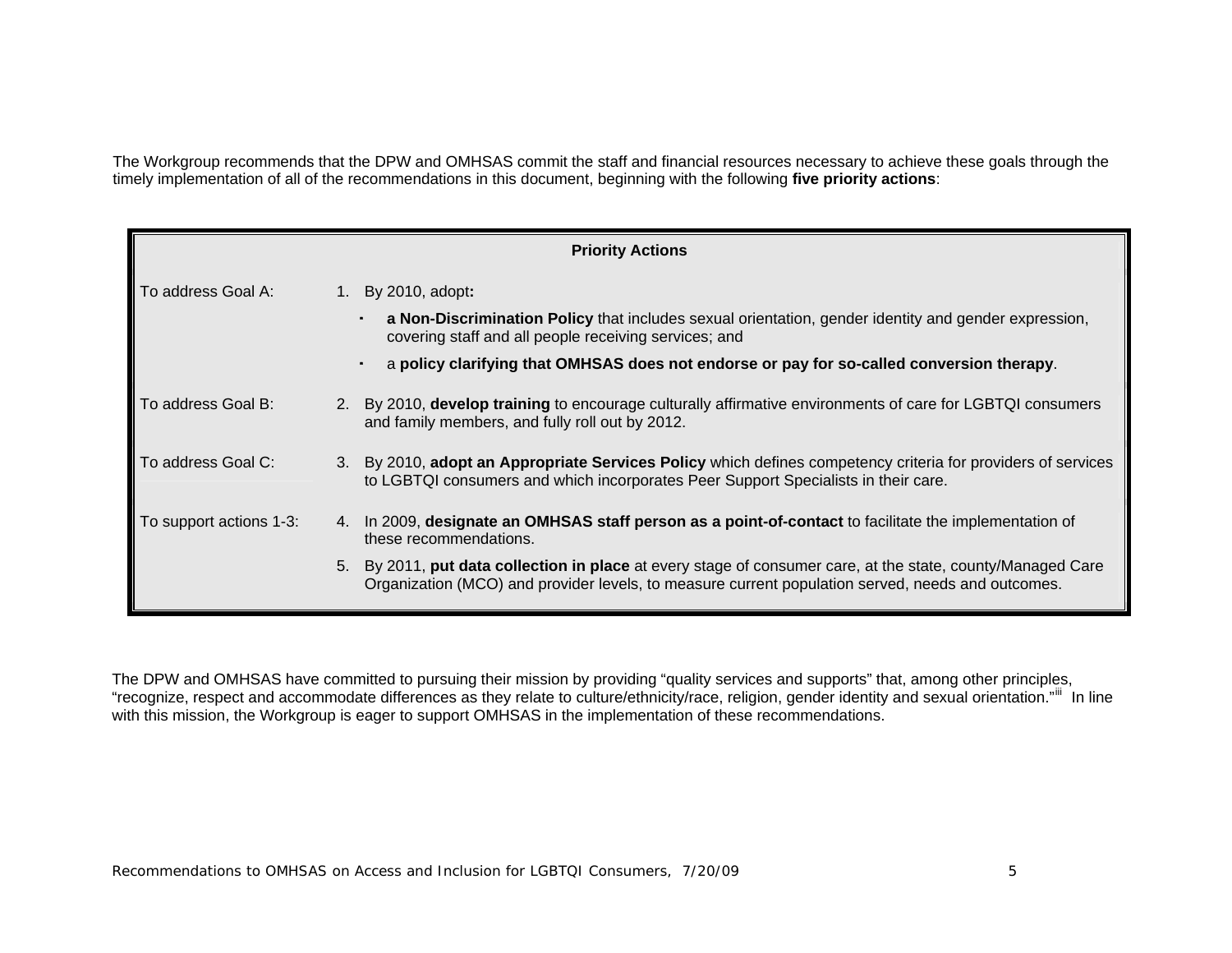The Workgroup recommends that the DPW and OMHSAS commit the staff and financial resources necessary to achieve these goals through the timely implementation of all of the recommendations in this document, beginning with the following **five priority actions**:

| **Priority Actions** | |
|---|---|
| To address Goal A: | 1. By 2010, adopt**:**<br>▪ **a Non-Discrimination Policy** that includes sexual orientation, gender identity and gender expression, covering staff and all people receiving services; and<br>▪ a **policy clarifying that OMHSAS does not endorse or pay for so-called conversion therapy**. |
| To address Goal B: | 2. By 2010, **develop training** to encourage culturally affirmative environments of care for LGBTQI consumers and family members, and fully roll out by 2012. |
| To address Goal C: | 3. By 2010, **adopt an Appropriate Services Policy** which defines competency criteria for providers of services to LGBTQI consumers and which incorporates Peer Support Specialists in their care. |
| To support actions 1-3: | 4. In 2009, **designate an OMHSAS staff person as a point-of-contact** to facilitate the implementation of these recommendations.<br>5. By 2011, **put data collection in place** at every stage of consumer care, at the state, county/Managed Care Organization (MCO) and provider levels, to measure current population served, needs and outcomes. |

The DPW and OMHSAS have committed to pursuing their mission by providing "quality services and supports" that, among other principles, "recognize, respect and accommodate differences as they relate to culture/ethnicity/race, religion, gender identity and sexual orientation."[iii] In line with this mission, the Workgroup is eager to support OMHSAS in the implementation of these recommendations.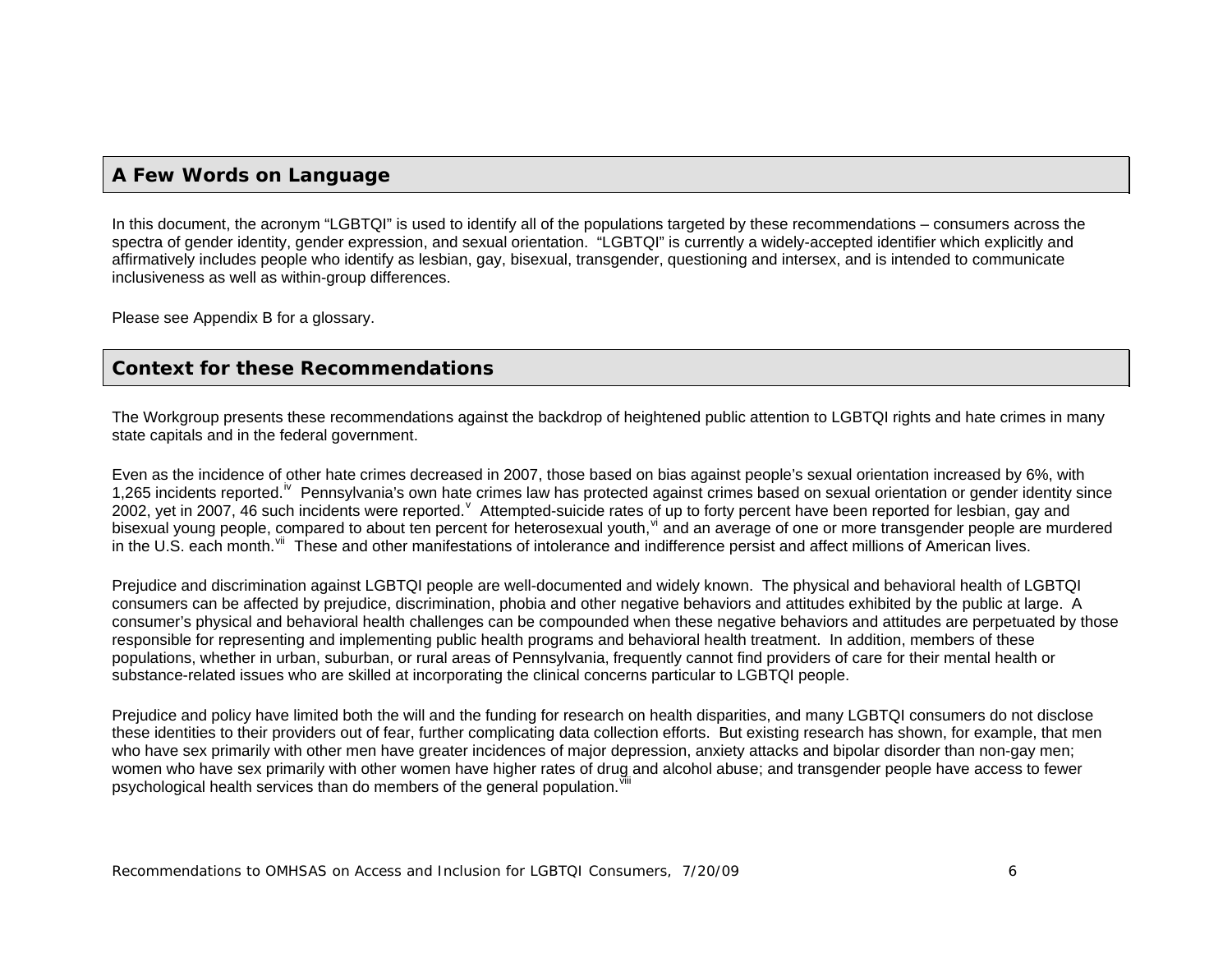## A Few Words on Language

In this document, the acronym "LGBTQI" is used to identify all of the populations targeted by these recommendations – consumers across the spectra of gender identity, gender expression, and sexual orientation. "LGBTQI" is currently a widely-accepted identifier which explicitly and affirmatively includes people who identify as lesbian, gay, bisexual, transgender, questioning and intersex, and is intended to communicate inclusiveness as well as within-group differences.

Please see Appendix B for a glossary.

## Context for these Recommendations

The Workgroup presents these recommendations against the backdrop of heightened public attention to LGBTQI rights and hate crimes in many state capitals and in the federal government.

Even as the incidence of other hate crimes decreased in 2007, those based on bias against people's sexual orientation increased by 6%, with 1,265 incidents reported.[iv] Pennsylvania's own hate crimes law has protected against crimes based on sexual orientation or gender identity since 2002, yet in 2007, 46 such incidents were reported.[v] Attempted-suicide rates of up to forty percent have been reported for lesbian, gay and bisexual young people, compared to about ten percent for heterosexual youth,[vi] and an average of one or more transgender people are murdered in the U.S. each month.[vii] These and other manifestations of intolerance and indifference persist and affect millions of American lives.

Prejudice and discrimination against LGBTQI people are well-documented and widely known. The physical and behavioral health of LGBTQI consumers can be affected by prejudice, discrimination, phobia and other negative behaviors and attitudes exhibited by the public at large. A consumer's physical and behavioral health challenges can be compounded when these negative behaviors and attitudes are perpetuated by those responsible for representing and implementing public health programs and behavioral health treatment. In addition, members of these populations, whether in urban, suburban, or rural areas of Pennsylvania, frequently cannot find providers of care for their mental health or substance-related issues who are skilled at incorporating the clinical concerns particular to LGBTQI people.

Prejudice and policy have limited both the will and the funding for research on health disparities, and many LGBTQI consumers do not disclose these identities to their providers out of fear, further complicating data collection efforts. But existing research has shown, for example, that men who have sex primarily with other men have greater incidences of major depression, anxiety attacks and bipolar disorder than non-gay men; women who have sex primarily with other women have higher rates of drug and alcohol abuse; and transgender people have access to fewer psychological health services than do members of the general population.[viii]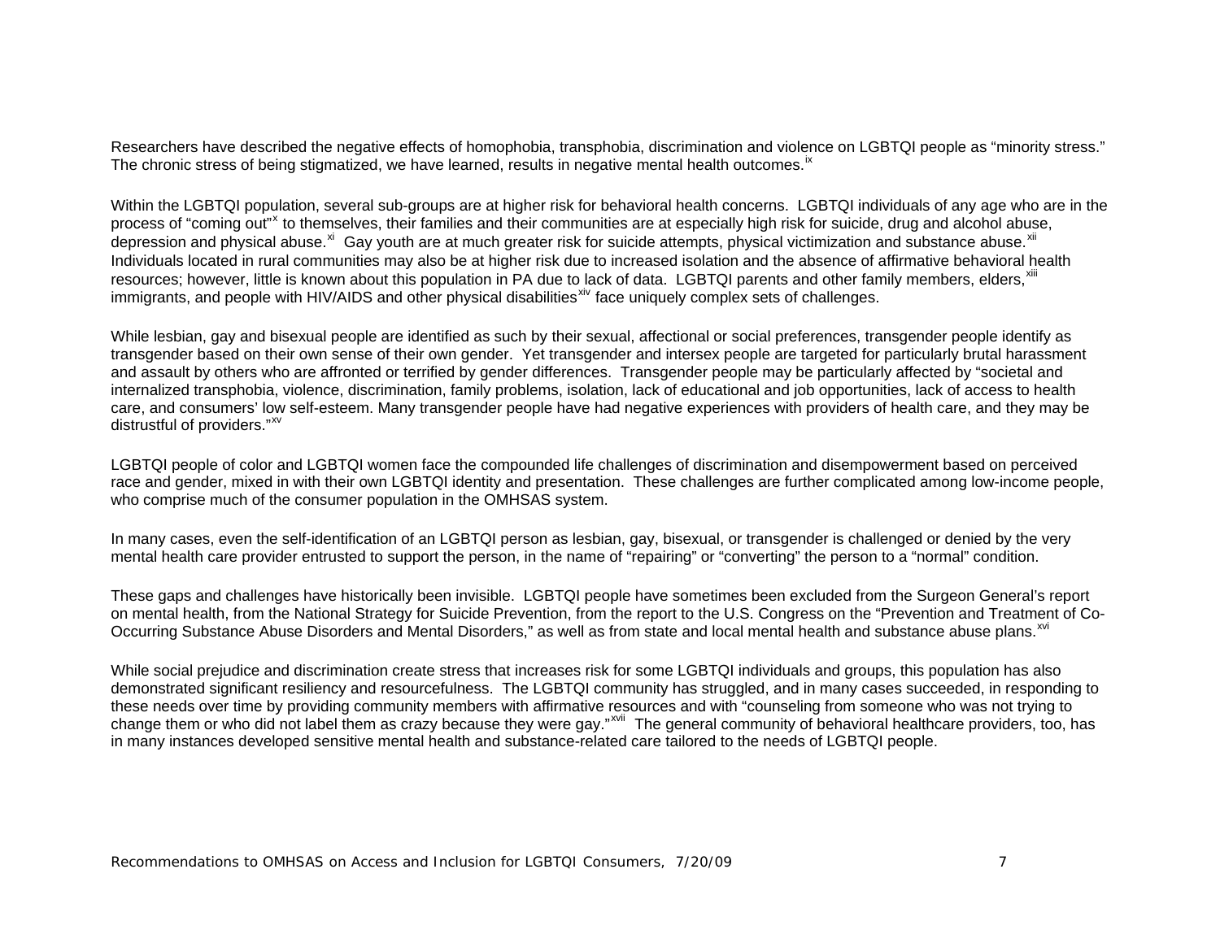Researchers have described the negative effects of homophobia, transphobia, discrimination and violence on LGBTQI people as "minority stress." The chronic stress of being stigmatized, we have learned, results in negative mental health outcomes.[ix]

Within the LGBTQI population, several sub-groups are at higher risk for behavioral health concerns. LGBTQI individuals of any age who are in the process of "coming out"[x] to themselves, their families and their communities are at especially high risk for suicide, drug and alcohol abuse, depression and physical abuse.[xi] Gay youth are at much greater risk for suicide attempts, physical victimization and substance abuse.[xii] Individuals located in rural communities may also be at higher risk due to increased isolation and the absence of affirmative behavioral health resources; however, little is known about this population in PA due to lack of data. LGBTQI parents and other family members, elders,[xiii] immigrants, and people with HIV/AIDS and other physical disabilities[xiv] face uniquely complex sets of challenges.

While lesbian, gay and bisexual people are identified as such by their sexual, affectional or social preferences, transgender people identify as transgender based on their own sense of their own gender. Yet transgender and intersex people are targeted for particularly brutal harassment and assault by others who are affronted or terrified by gender differences. Transgender people may be particularly affected by "societal and internalized transphobia, violence, discrimination, family problems, isolation, lack of educational and job opportunities, lack of access to health care, and consumers' low self-esteem. Many transgender people have had negative experiences with providers of health care, and they may be distrustful of providers."[xv]

LGBTQI people of color and LGBTQI women face the compounded life challenges of discrimination and disempowerment based on perceived race and gender, mixed in with their own LGBTQI identity and presentation. These challenges are further complicated among low-income people, who comprise much of the consumer population in the OMHSAS system.

In many cases, even the self-identification of an LGBTQI person as lesbian, gay, bisexual, or transgender is challenged or denied by the very mental health care provider entrusted to support the person, in the name of "repairing" or "converting" the person to a "normal" condition.

These gaps and challenges have historically been invisible. LGBTQI people have sometimes been excluded from the Surgeon General's report on mental health, from the National Strategy for Suicide Prevention, from the report to the U.S. Congress on the "Prevention and Treatment of Co-Occurring Substance Abuse Disorders and Mental Disorders," as well as from state and local mental health and substance abuse plans.[xvi]

While social prejudice and discrimination create stress that increases risk for some LGBTQI individuals and groups, this population has also demonstrated significant resiliency and resourcefulness. The LGBTQI community has struggled, and in many cases succeeded, in responding to these needs over time by providing community members with affirmative resources and with "counseling from someone who was not trying to change them or who did not label them as crazy because they were gay."[xvii] The general community of behavioral healthcare providers, too, has in many instances developed sensitive mental health and substance-related care tailored to the needs of LGBTQI people.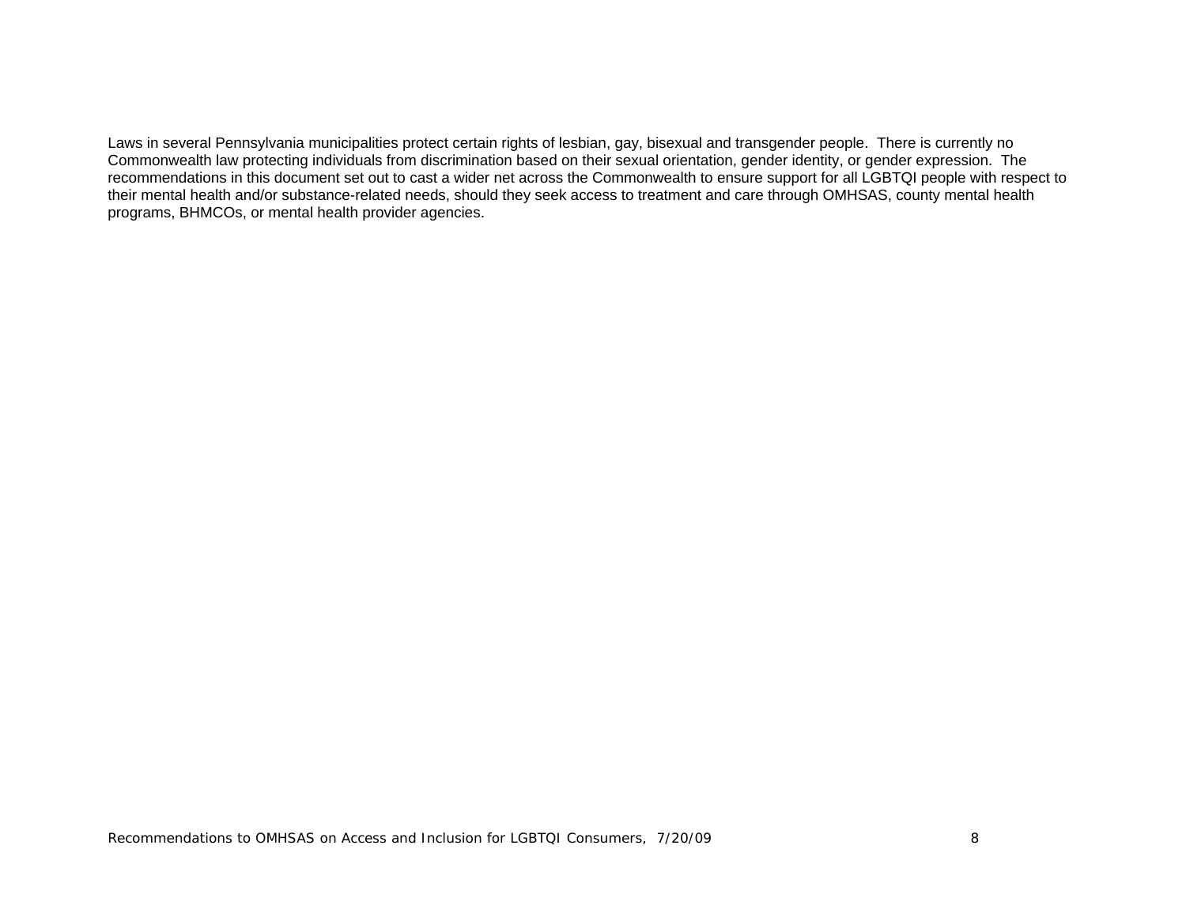Laws in several Pennsylvania municipalities protect certain rights of lesbian, gay, bisexual and transgender people. There is currently no Commonwealth law protecting individuals from discrimination based on their sexual orientation, gender identity, or gender expression. The recommendations in this document set out to cast a wider net across the Commonwealth to ensure support for all LGBTQI people with respect to their mental health and/or substance-related needs, should they seek access to treatment and care through OMHSAS, county mental health programs, BHMCOs, or mental health provider agencies.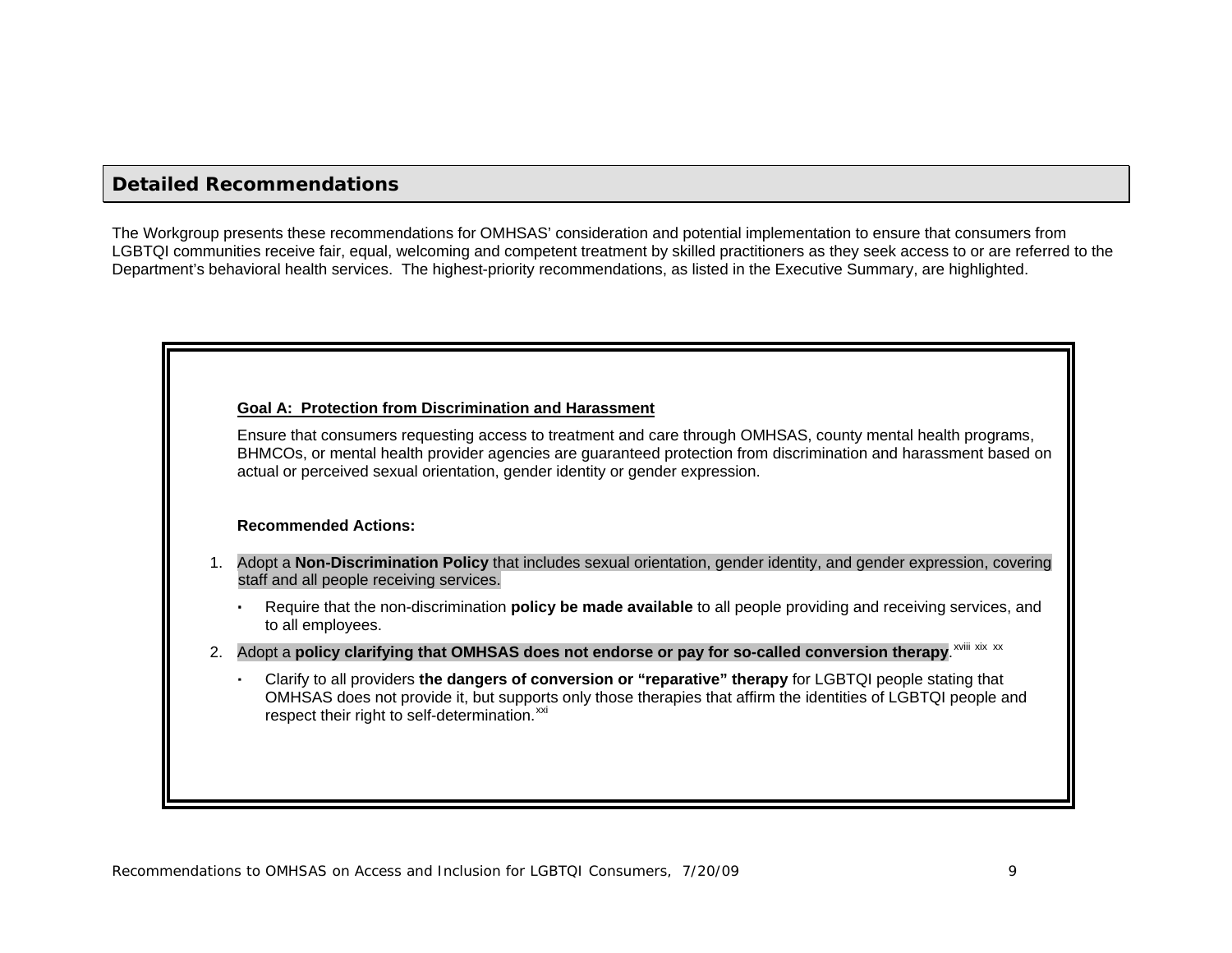## Detailed Recommendations

The Workgroup presents these recommendations for OMHSAS' consideration and potential implementation to ensure that consumers from LGBTQI communities receive fair, equal, welcoming and competent treatment by skilled practitioners as they seek access to or are referred to the Department's behavioral health services. The highest-priority recommendations, as listed in the Executive Summary, are highlighted.

### Goal A: Protection from Discrimination and Harassment

Ensure that consumers requesting access to treatment and care through OMHSAS, county mental health programs, BHMCOs, or mental health provider agencies are guaranteed protection from discrimination and harassment based on actual or perceived sexual orientation, gender identity or gender expression.

**Recommended Actions:**

1. Adopt a **Non-Discrimination Policy** that includes sexual orientation, gender identity, and gender expression, covering staff and all people receiving services.
   - Require that the non-discrimination **policy be made available** to all people providing and receiving services, and to all employees.
2. Adopt a **policy clarifying that OMHSAS does not endorse or pay for so-called conversion therapy**.[xviii] [xix] [xx]
   - Clarify to all providers **the dangers of conversion or "reparative" therapy** for LGBTQI people stating that OMHSAS does not provide it, but supports only those therapies that affirm the identities of LGBTQI people and respect their right to self-determination.[xxi]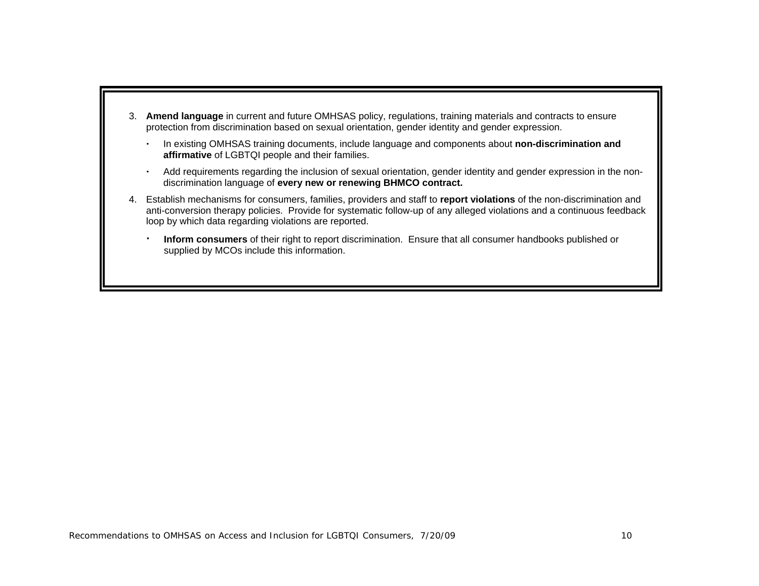3. **Amend language** in current and future OMHSAS policy, regulations, training materials and contracts to ensure protection from discrimination based on sexual orientation, gender identity and gender expression.
   - In existing OMHSAS training documents, include language and components about **non-discrimination and affirmative** of LGBTQI people and their families.
   - Add requirements regarding the inclusion of sexual orientation, gender identity and gender expression in the non-discrimination language of **every new or renewing BHMCO contract.**
4. Establish mechanisms for consumers, families, providers and staff to **report violations** of the non-discrimination and anti-conversion therapy policies. Provide for systematic follow-up of any alleged violations and a continuous feedback loop by which data regarding violations are reported.
   - **Inform consumers** of their right to report discrimination. Ensure that all consumer handbooks published or supplied by MCOs include this information.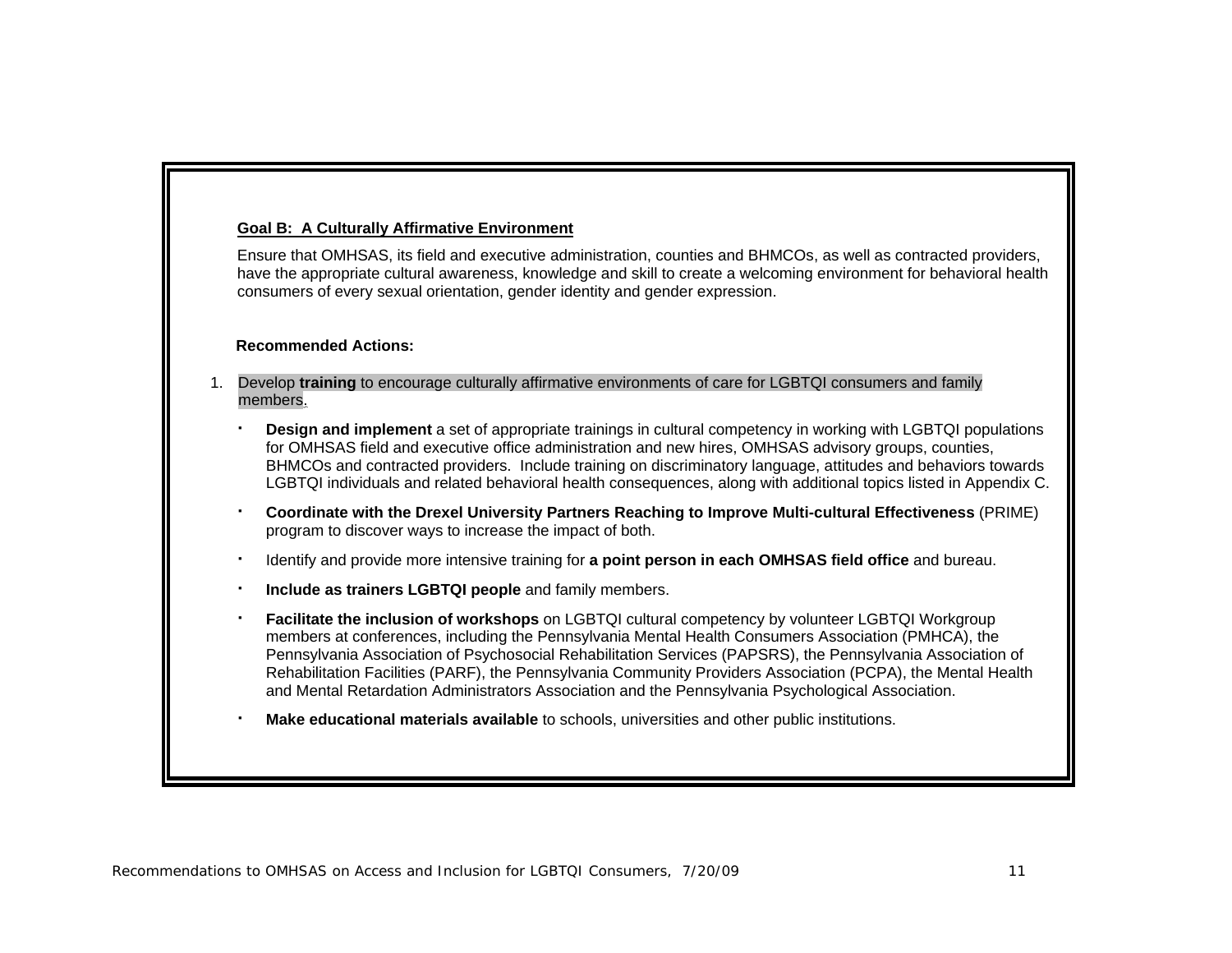**Goal B: A Culturally Affirmative Environment**

Ensure that OMHSAS, its field and executive administration, counties and BHMCOs, as well as contracted providers, have the appropriate cultural awareness, knowledge and skill to create a welcoming environment for behavioral health consumers of every sexual orientation, gender identity and gender expression.

**Recommended Actions:**

1. Develop **training** to encourage culturally affirmative environments of care for LGBTQI consumers and family members.

   - **Design and implement** a set of appropriate trainings in cultural competency in working with LGBTQI populations for OMHSAS field and executive office administration and new hires, OMHSAS advisory groups, counties, BHMCOs and contracted providers. Include training on discriminatory language, attitudes and behaviors towards LGBTQI individuals and related behavioral health consequences, along with additional topics listed in Appendix C.
   - **Coordinate with the Drexel University Partners Reaching to Improve Multi-cultural Effectiveness** (PRIME) program to discover ways to increase the impact of both.
   - Identify and provide more intensive training for **a point person in each OMHSAS field office** and bureau.
   - **Include as trainers LGBTQI people** and family members.
   - **Facilitate the inclusion of workshops** on LGBTQI cultural competency by volunteer LGBTQI Workgroup members at conferences, including the Pennsylvania Mental Health Consumers Association (PMHCA), the Pennsylvania Association of Psychosocial Rehabilitation Services (PAPSRS), the Pennsylvania Association of Rehabilitation Facilities (PARF), the Pennsylvania Community Providers Association (PCPA), the Mental Health and Mental Retardation Administrators Association and the Pennsylvania Psychological Association.
   - **Make educational materials available** to schools, universities and other public institutions.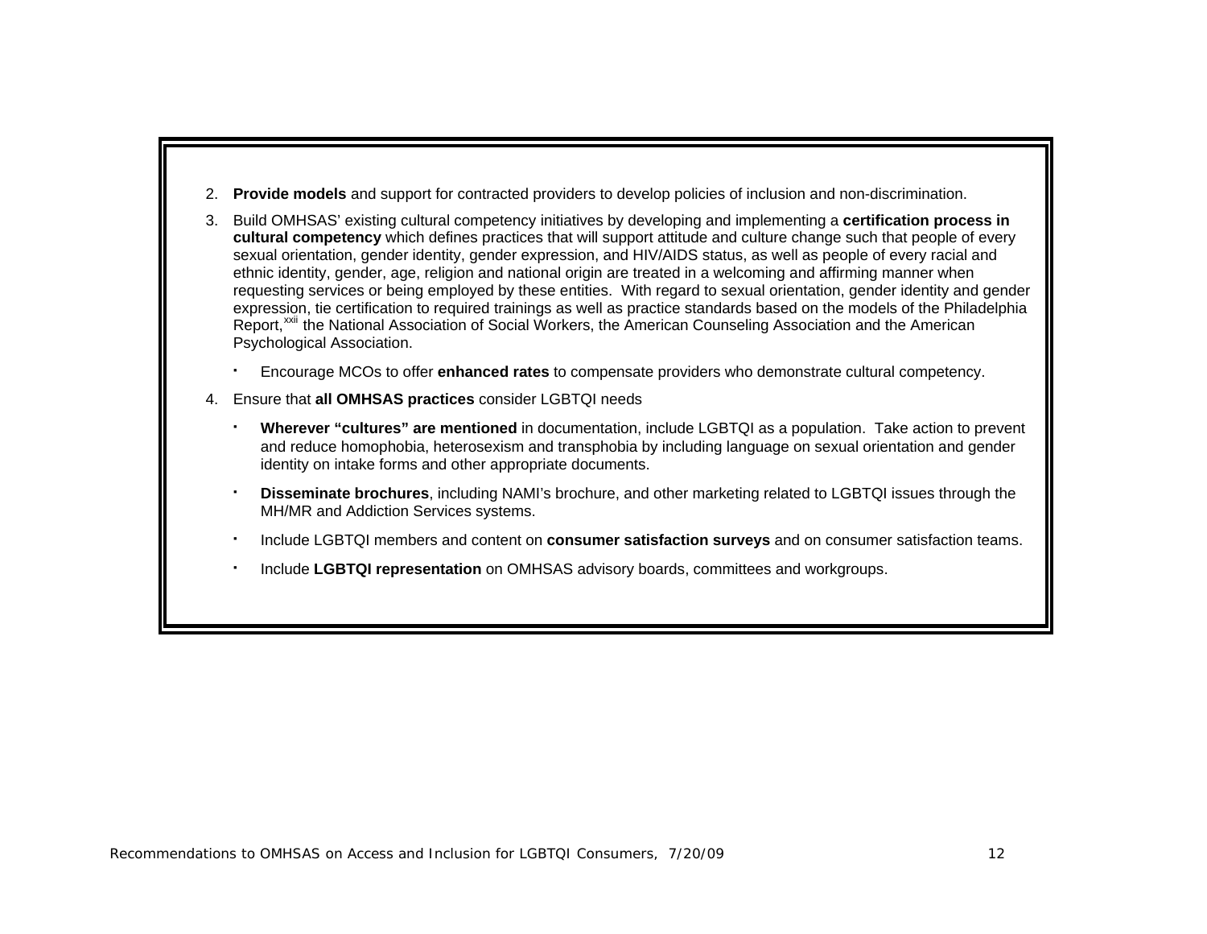2. **Provide models** and support for contracted providers to develop policies of inclusion and non-discrimination.

3. Build OMHSAS' existing cultural competency initiatives by developing and implementing a **certification process in cultural competency** which defines practices that will support attitude and culture change such that people of every sexual orientation, gender identity, gender expression, and HIV/AIDS status, as well as people of every racial and ethnic identity, gender, age, religion and national origin are treated in a welcoming and affirming manner when requesting services or being employed by these entities. With regard to sexual orientation, gender identity and gender expression, tie certification to required trainings as well as practice standards based on the models of the Philadelphia Report,[xxii] the National Association of Social Workers, the American Counseling Association and the American Psychological Association.

   - Encourage MCOs to offer **enhanced rates** to compensate providers who demonstrate cultural competency.

4. Ensure that **all OMHSAS practices** consider LGBTQI needs

   - **Wherever "cultures" are mentioned** in documentation, include LGBTQI as a population. Take action to prevent and reduce homophobia, heterosexism and transphobia by including language on sexual orientation and gender identity on intake forms and other appropriate documents.
   - **Disseminate brochures**, including NAMI's brochure, and other marketing related to LGBTQI issues through the MH/MR and Addiction Services systems.
   - Include LGBTQI members and content on **consumer satisfaction surveys** and on consumer satisfaction teams.
   - Include **LGBTQI representation** on OMHSAS advisory boards, committees and workgroups.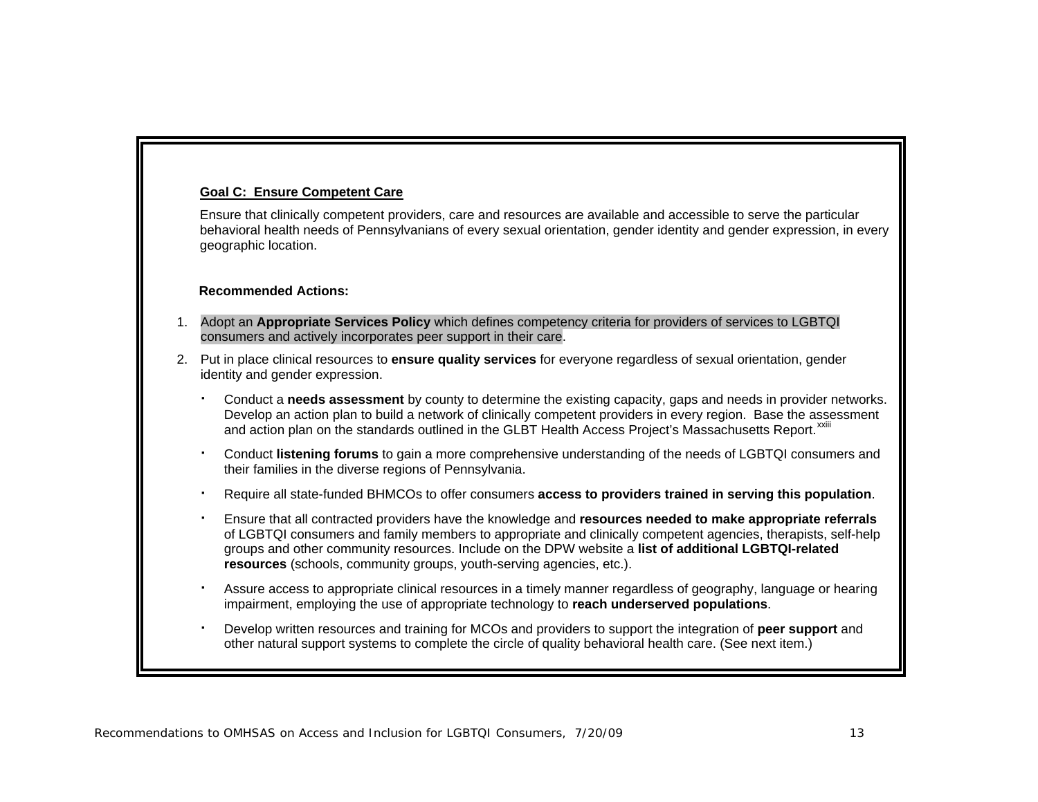**Goal C: Ensure Competent Care**

Ensure that clinically competent providers, care and resources are available and accessible to serve the particular behavioral health needs of Pennsylvanians of every sexual orientation, gender identity and gender expression, in every geographic location.

**Recommended Actions:**

1. Adopt an **Appropriate Services Policy** which defines competency criteria for providers of services to LGBTQI consumers and actively incorporates peer support in their care.

2. Put in place clinical resources to **ensure quality services** for everyone regardless of sexual orientation, gender identity and gender expression.

   - Conduct a **needs assessment** by county to determine the existing capacity, gaps and needs in provider networks. Develop an action plan to build a network of clinically competent providers in every region. Base the assessment and action plan on the standards outlined in the GLBT Health Access Project's Massachusetts Report.[xxiii]

   - Conduct **listening forums** to gain a more comprehensive understanding of the needs of LGBTQI consumers and their families in the diverse regions of Pennsylvania.

   - Require all state-funded BHMCOs to offer consumers **access to providers trained in serving this population**.

   - Ensure that all contracted providers have the knowledge and **resources needed to make appropriate referrals** of LGBTQI consumers and family members to appropriate and clinically competent agencies, therapists, self-help groups and other community resources. Include on the DPW website a **list of additional LGBTQI-related resources** (schools, community groups, youth-serving agencies, etc.).

   - Assure access to appropriate clinical resources in a timely manner regardless of geography, language or hearing impairment, employing the use of appropriate technology to **reach underserved populations**.

   - Develop written resources and training for MCOs and providers to support the integration of **peer support** and other natural support systems to complete the circle of quality behavioral health care. (See next item.)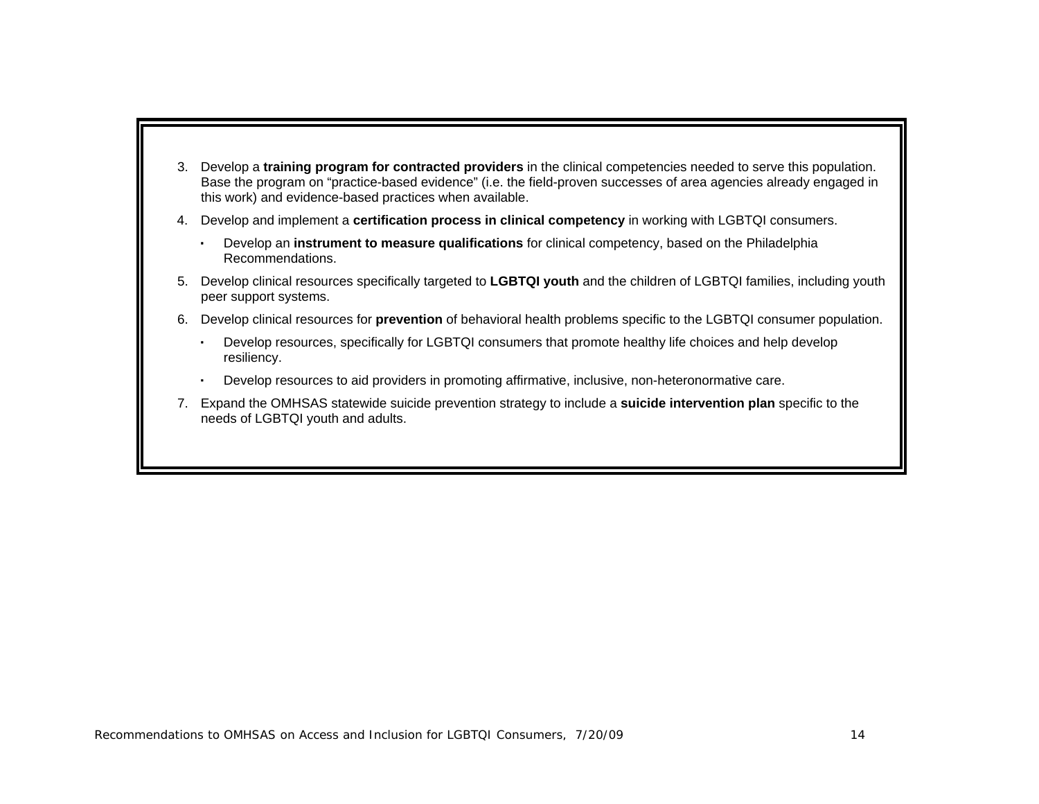3. Develop a **training program for contracted providers** in the clinical competencies needed to serve this population. Base the program on "practice-based evidence" (i.e. the field-proven successes of area agencies already engaged in this work) and evidence-based practices when available.
4. Develop and implement a **certification process in clinical competency** in working with LGBTQI consumers.
   - Develop an **instrument to measure qualifications** for clinical competency, based on the Philadelphia Recommendations.
5. Develop clinical resources specifically targeted to **LGBTQI youth** and the children of LGBTQI families, including youth peer support systems.
6. Develop clinical resources for **prevention** of behavioral health problems specific to the LGBTQI consumer population.
   - Develop resources, specifically for LGBTQI consumers that promote healthy life choices and help develop resiliency.
   - Develop resources to aid providers in promoting affirmative, inclusive, non-heteronormative care.
7. Expand the OMHSAS statewide suicide prevention strategy to include a **suicide intervention plan** specific to the needs of LGBTQI youth and adults.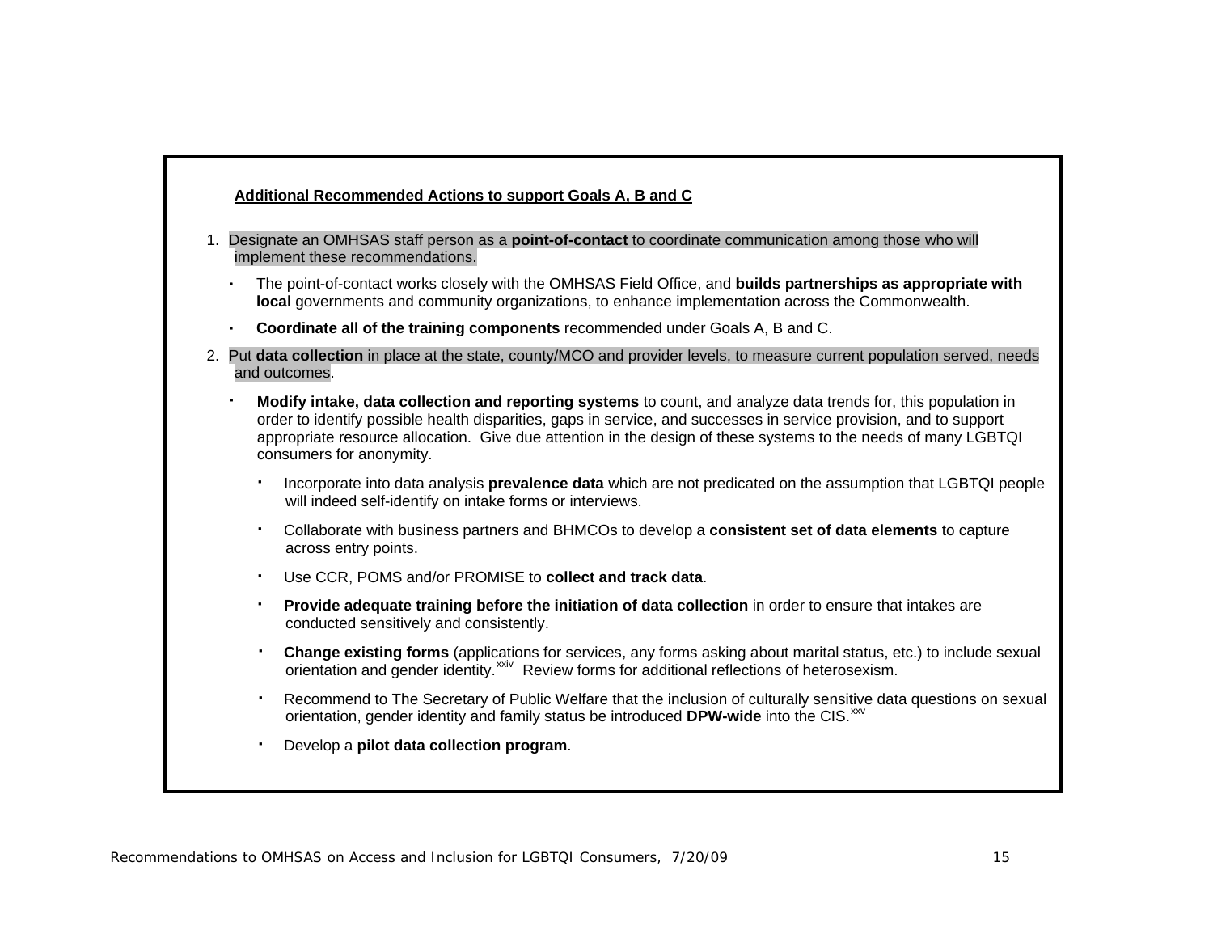**Additional Recommended Actions to support Goals A, B and C**

1. Designate an OMHSAS staff person as a **point-of-contact** to coordinate communication among those who will implement these recommendations.
   - The point-of-contact works closely with the OMHSAS Field Office, and **builds partnerships as appropriate with local** governments and community organizations, to enhance implementation across the Commonwealth.
   - **Coordinate all of the training components** recommended under Goals A, B and C.
2. Put **data collection** in place at the state, county/MCO and provider levels, to measure current population served, needs and outcomes.
   - **Modify intake, data collection and reporting systems** to count, and analyze data trends for, this population in order to identify possible health disparities, gaps in service, and successes in service provision, and to support appropriate resource allocation. Give due attention in the design of these systems to the needs of many LGBTQI consumers for anonymity.
     - Incorporate into data analysis **prevalence data** which are not predicated on the assumption that LGBTQI people will indeed self-identify on intake forms or interviews.
     - Collaborate with business partners and BHMCOs to develop a **consistent set of data elements** to capture across entry points.
     - Use CCR, POMS and/or PROMISE to **collect and track data**.
     - **Provide adequate training before the initiation of data collection** in order to ensure that intakes are conducted sensitively and consistently.
     - **Change existing forms** (applications for services, any forms asking about marital status, etc.) to include sexual orientation and gender identity.[xxiv] Review forms for additional reflections of heterosexism.
     - Recommend to The Secretary of Public Welfare that the inclusion of culturally sensitive data questions on sexual orientation, gender identity and family status be introduced **DPW-wide** into the CIS.[xxv]
     - Develop a **pilot data collection program**.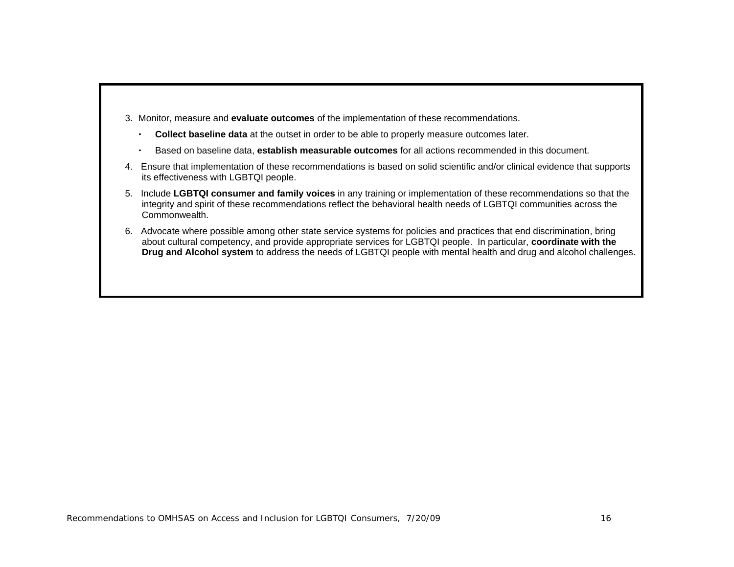3. Monitor, measure and **evaluate outcomes** of the implementation of these recommendations.
   - **Collect baseline data** at the outset in order to be able to properly measure outcomes later.
   - Based on baseline data, **establish measurable outcomes** for all actions recommended in this document.
4. Ensure that implementation of these recommendations is based on solid scientific and/or clinical evidence that supports its effectiveness with LGBTQI people.
5. Include **LGBTQI consumer and family voices** in any training or implementation of these recommendations so that the integrity and spirit of these recommendations reflect the behavioral health needs of LGBTQI communities across the Commonwealth.
6. Advocate where possible among other state service systems for policies and practices that end discrimination, bring about cultural competency, and provide appropriate services for LGBTQI people. In particular, **coordinate with the Drug and Alcohol system** to address the needs of LGBTQI people with mental health and drug and alcohol challenges.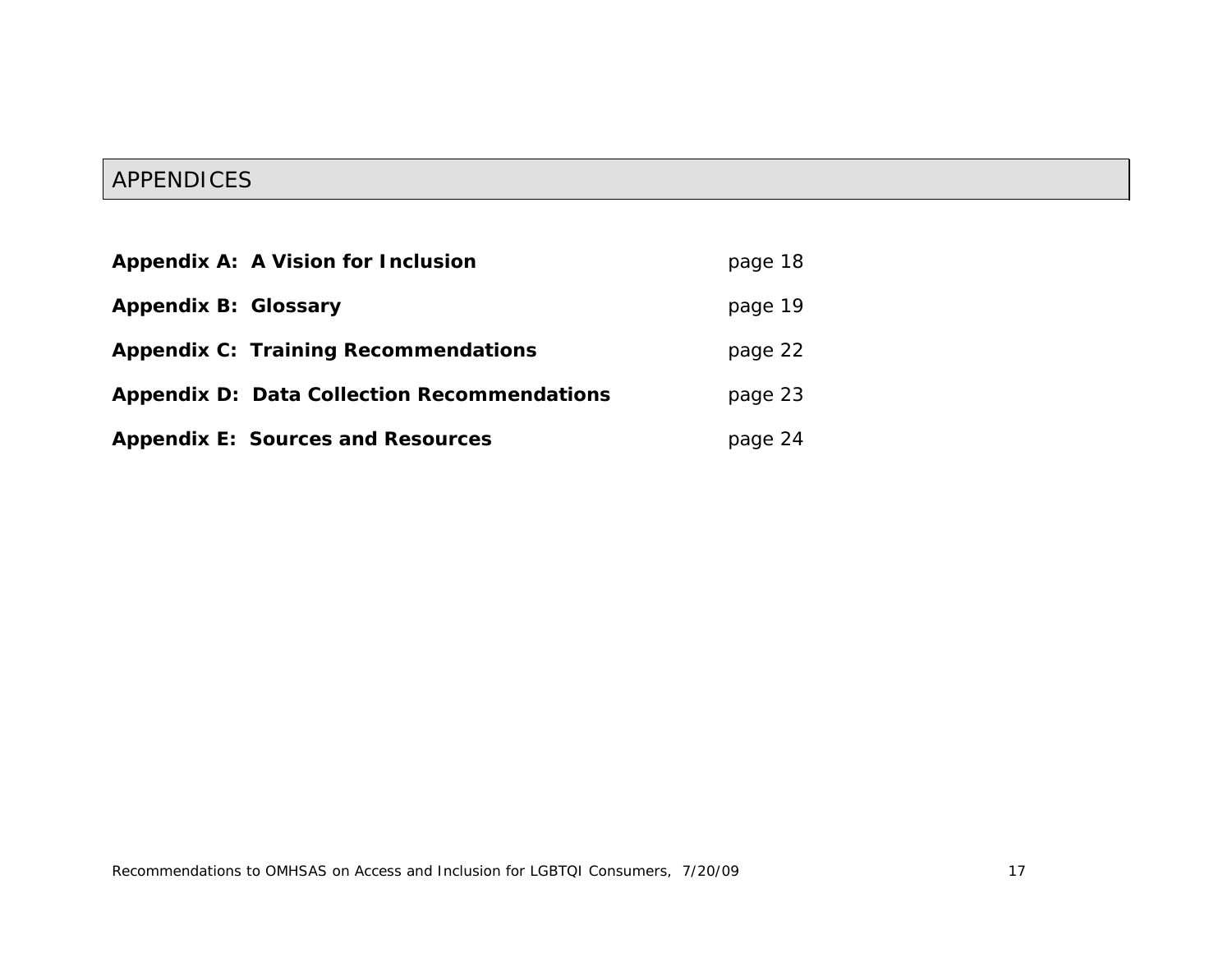# APPENDICES

| | |
|---|---|
| **Appendix A: A Vision for Inclusion** | page 18 |
| **Appendix B: Glossary** | page 19 |
| **Appendix C: Training Recommendations** | page 22 |
| **Appendix D: Data Collection Recommendations** | page 23 |
| **Appendix E: Sources and Resources** | page 24 |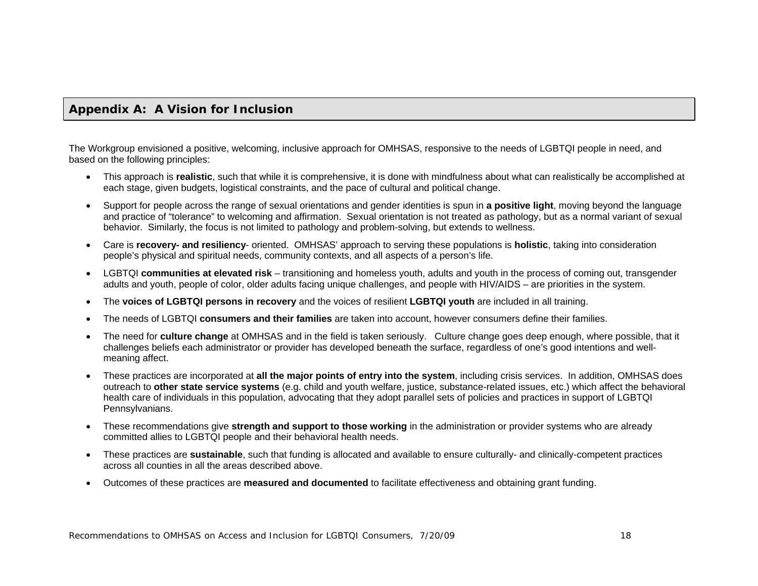## Appendix A: A Vision for Inclusion

The Workgroup envisioned a positive, welcoming, inclusive approach for OMHSAS, responsive to the needs of LGBTQI people in need, and based on the following principles:

- This approach is **realistic**, such that while it is comprehensive, it is done with mindfulness about what can realistically be accomplished at each stage, given budgets, logistical constraints, and the pace of cultural and political change.
- Support for people across the range of sexual orientations and gender identities is spun in **a positive light**, moving beyond the language and practice of "tolerance" to welcoming and affirmation. Sexual orientation is not treated as pathology, but as a normal variant of sexual behavior. Similarly, the focus is not limited to pathology and problem-solving, but extends to wellness.
- Care is **recovery- and resiliency**- oriented. OMHSAS' approach to serving these populations is **holistic**, taking into consideration people's physical and spiritual needs, community contexts, and all aspects of a person's life.
- LGBTQI **communities at elevated risk** – transitioning and homeless youth, adults and youth in the process of coming out, transgender adults and youth, people of color, older adults facing unique challenges, and people with HIV/AIDS – are priorities in the system.
- The **voices of LGBTQI persons in recovery** and the voices of resilient **LGBTQI youth** are included in all training.
- The needs of LGBTQI **consumers and their families** are taken into account, however consumers define their families.
- The need for **culture change** at OMHSAS and in the field is taken seriously. Culture change goes deep enough, where possible, that it challenges beliefs each administrator or provider has developed beneath the surface, regardless of one's good intentions and well-meaning affect.
- These practices are incorporated at **all the major points of entry into the system**, including crisis services. In addition, OMHSAS does outreach to **other state service systems** (e.g. child and youth welfare, justice, substance-related issues, etc.) which affect the behavioral health care of individuals in this population, advocating that they adopt parallel sets of policies and practices in support of LGBTQI Pennsylvanians.
- These recommendations give **strength and support to those working** in the administration or provider systems who are already committed allies to LGBTQI people and their behavioral health needs.
- These practices are **sustainable**, such that funding is allocated and available to ensure culturally- and clinically-competent practices across all counties in all the areas described above.
- Outcomes of these practices are **measured and documented** to facilitate effectiveness and obtaining grant funding.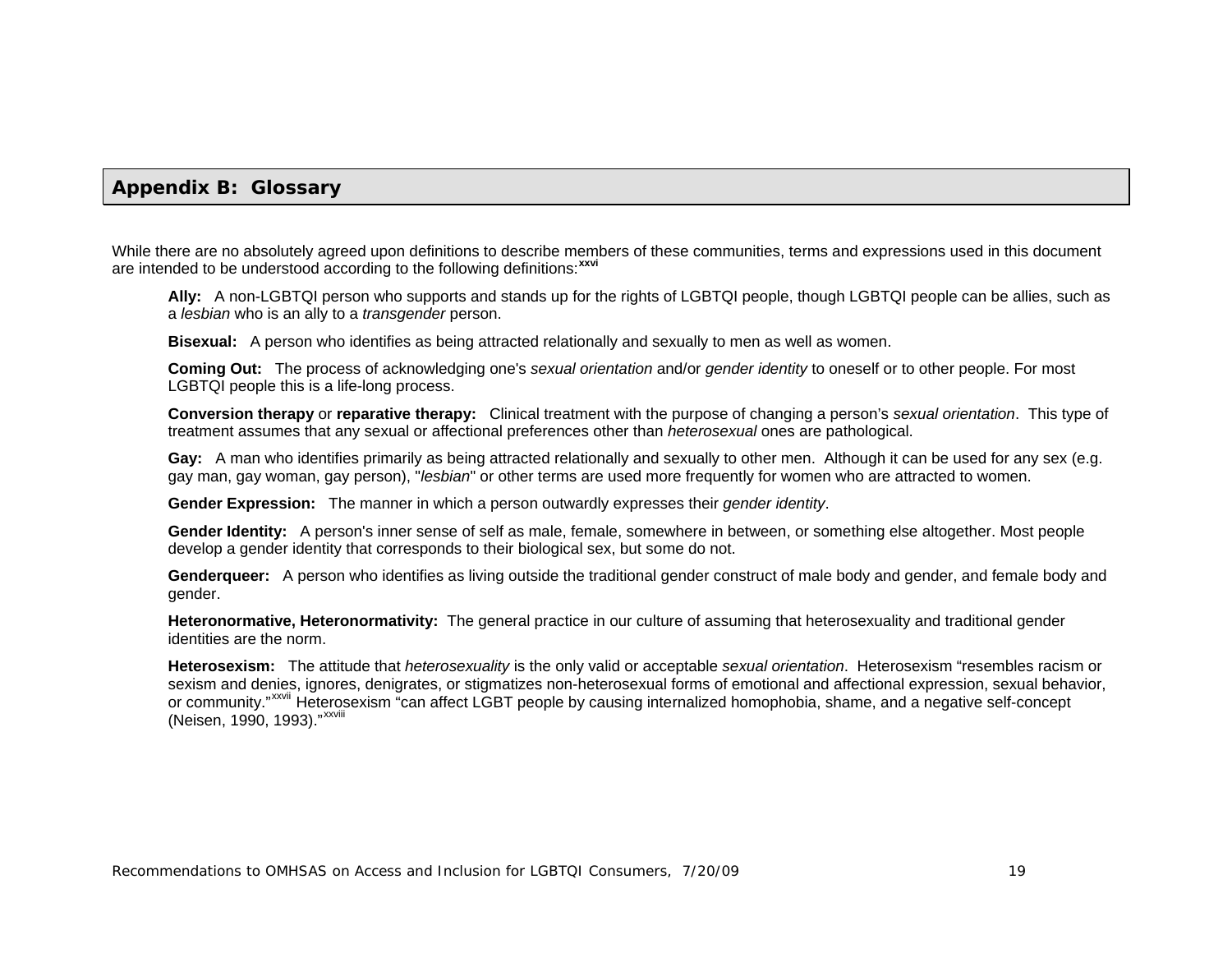## Appendix B: Glossary

While there are no absolutely agreed upon definitions to describe members of these communities, terms and expressions used in this document are intended to be understood according to the following definitions:[xxvi]

**Ally:** A non-LGBTQI person who supports and stands up for the rights of LGBTQI people, though LGBTQI people can be allies, such as a *lesbian* who is an ally to a *transgender* person.

**Bisexual:** A person who identifies as being attracted relationally and sexually to men as well as women.

**Coming Out:** The process of acknowledging one's *sexual orientation* and/or *gender identity* to oneself or to other people. For most LGBTQI people this is a life-long process.

**Conversion therapy** or **reparative therapy:** Clinical treatment with the purpose of changing a person's *sexual orientation*. This type of treatment assumes that any sexual or affectional preferences other than *heterosexual* ones are pathological.

**Gay:** A man who identifies primarily as being attracted relationally and sexually to other men. Although it can be used for any sex (e.g. gay man, gay woman, gay person), "*lesbian*" or other terms are used more frequently for women who are attracted to women.

**Gender Expression:** The manner in which a person outwardly expresses their *gender identity*.

**Gender Identity:** A person's inner sense of self as male, female, somewhere in between, or something else altogether. Most people develop a gender identity that corresponds to their biological sex, but some do not.

**Genderqueer:** A person who identifies as living outside the traditional gender construct of male body and gender, and female body and gender.

**Heteronormative, Heteronormativity:** The general practice in our culture of assuming that heterosexuality and traditional gender identities are the norm.

**Heterosexism:** The attitude that *heterosexuality* is the only valid or acceptable *sexual orientation*. Heterosexism "resembles racism or sexism and denies, ignores, denigrates, or stigmatizes non-heterosexual forms of emotional and affectional expression, sexual behavior, or community."[xxvii] Heterosexism "can affect LGBT people by causing internalized homophobia, shame, and a negative self-concept (Neisen, 1990, 1993)."[xxviii]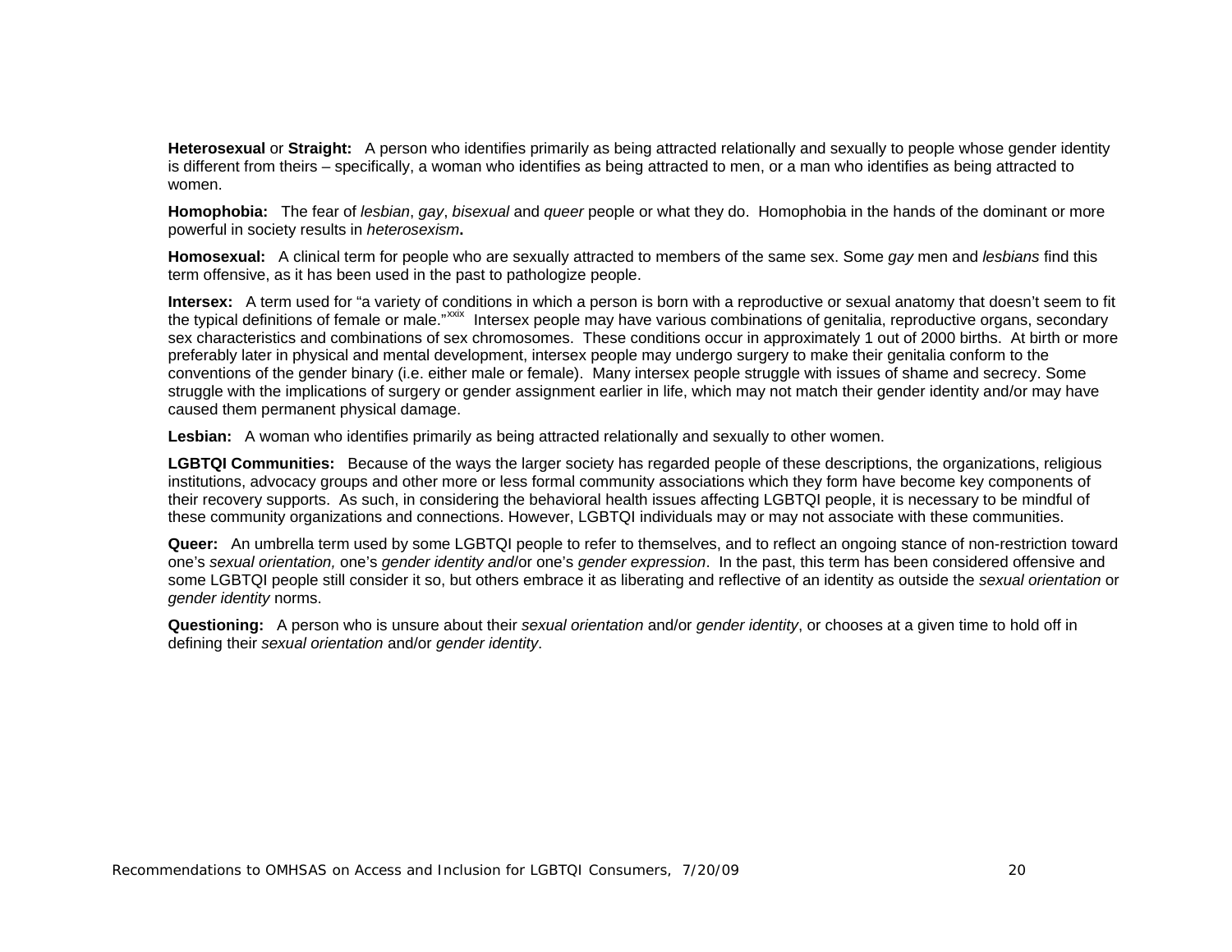**Heterosexual** or **Straight:** A person who identifies primarily as being attracted relationally and sexually to people whose gender identity is different from theirs – specifically, a woman who identifies as being attracted to men, or a man who identifies as being attracted to women.

**Homophobia:** The fear of *lesbian*, *gay*, *bisexual* and *queer* people or what they do. Homophobia in the hands of the dominant or more powerful in society results in *heterosexism***.**

**Homosexual:** A clinical term for people who are sexually attracted to members of the same sex. Some *gay* men and *lesbians* find this term offensive, as it has been used in the past to pathologize people.

**Intersex:** A term used for "a variety of conditions in which a person is born with a reproductive or sexual anatomy that doesn't seem to fit the typical definitions of female or male."[xxix] Intersex people may have various combinations of genitalia, reproductive organs, secondary sex characteristics and combinations of sex chromosomes. These conditions occur in approximately 1 out of 2000 births. At birth or more preferably later in physical and mental development, intersex people may undergo surgery to make their genitalia conform to the conventions of the gender binary (i.e. either male or female). Many intersex people struggle with issues of shame and secrecy. Some struggle with the implications of surgery or gender assignment earlier in life, which may not match their gender identity and/or may have caused them permanent physical damage.

**Lesbian:** A woman who identifies primarily as being attracted relationally and sexually to other women.

**LGBTQI Communities:** Because of the ways the larger society has regarded people of these descriptions, the organizations, religious institutions, advocacy groups and other more or less formal community associations which they form have become key components of their recovery supports. As such, in considering the behavioral health issues affecting LGBTQI people, it is necessary to be mindful of these community organizations and connections. However, LGBTQI individuals may or may not associate with these communities.

**Queer:** An umbrella term used by some LGBTQI people to refer to themselves, and to reflect an ongoing stance of non-restriction toward one's *sexual orientation,* one's *gender identity and*/or one's *gender expression*. In the past, this term has been considered offensive and some LGBTQI people still consider it so, but others embrace it as liberating and reflective of an identity as outside the *sexual orientation* or *gender identity* norms.

**Questioning:** A person who is unsure about their *sexual orientation* and/or *gender identity*, or chooses at a given time to hold off in defining their *sexual orientation* and/or *gender identity*.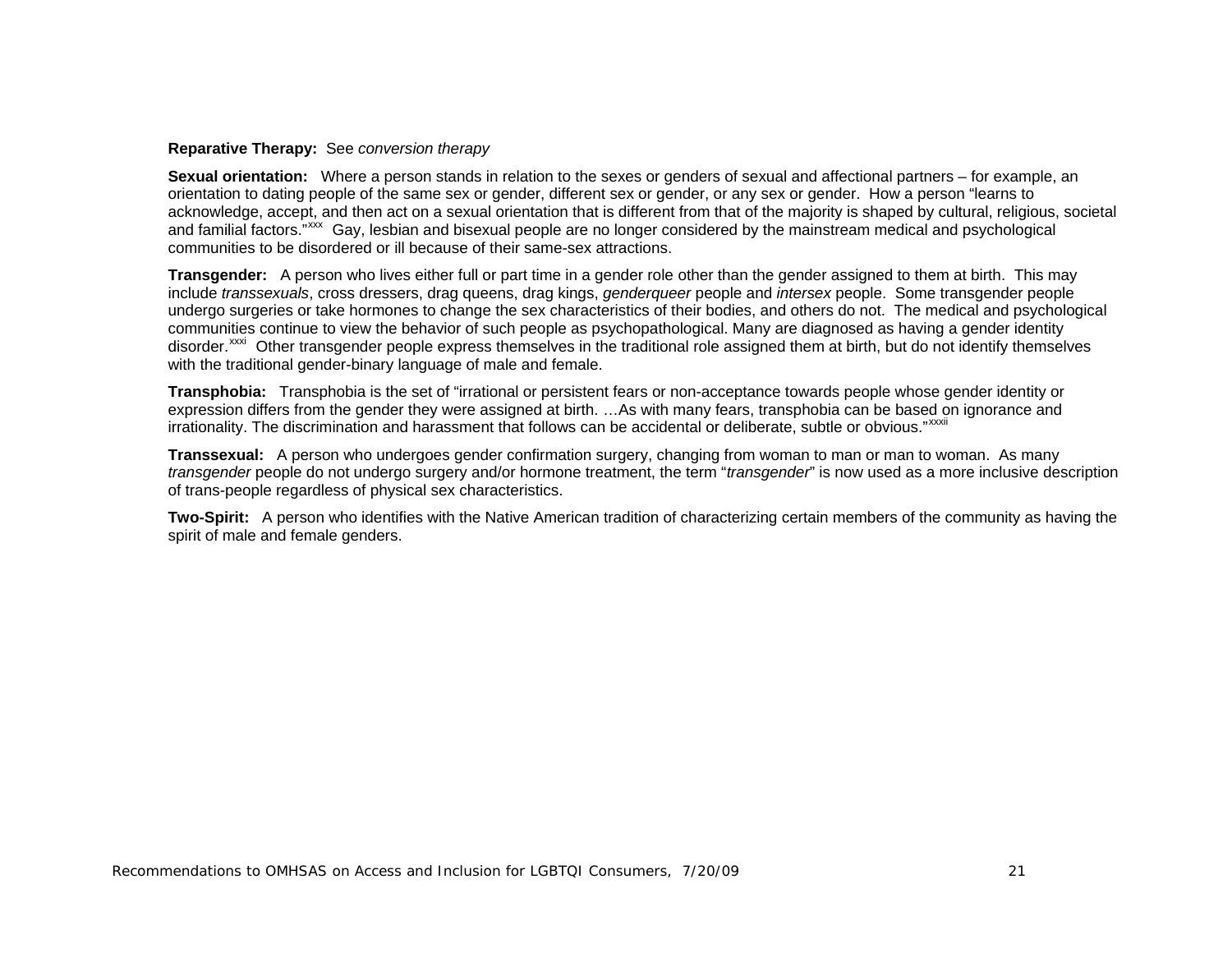**Reparative Therapy:** See *conversion therapy*

**Sexual orientation:** Where a person stands in relation to the sexes or genders of sexual and affectional partners – for example, an orientation to dating people of the same sex or gender, different sex or gender, or any sex or gender. How a person "learns to acknowledge, accept, and then act on a sexual orientation that is different from that of the majority is shaped by cultural, religious, societal and familial factors."[xxx] Gay, lesbian and bisexual people are no longer considered by the mainstream medical and psychological communities to be disordered or ill because of their same-sex attractions.

**Transgender:** A person who lives either full or part time in a gender role other than the gender assigned to them at birth. This may include *transsexuals*, cross dressers, drag queens, drag kings, *genderqueer* people and *intersex* people. Some transgender people undergo surgeries or take hormones to change the sex characteristics of their bodies, and others do not. The medical and psychological communities continue to view the behavior of such people as psychopathological. Many are diagnosed as having a gender identity disorder.[xxxi] Other transgender people express themselves in the traditional role assigned them at birth, but do not identify themselves with the traditional gender-binary language of male and female.

**Transphobia:** Transphobia is the set of "irrational or persistent fears or non-acceptance towards people whose gender identity or expression differs from the gender they were assigned at birth. …As with many fears, transphobia can be based on ignorance and irrationality. The discrimination and harassment that follows can be accidental or deliberate, subtle or obvious."[xxxii]

**Transsexual:** A person who undergoes gender confirmation surgery, changing from woman to man or man to woman. As many *transgender* people do not undergo surgery and/or hormone treatment, the term "*transgender*" is now used as a more inclusive description of trans-people regardless of physical sex characteristics.

**Two-Spirit:** A person who identifies with the Native American tradition of characterizing certain members of the community as having the spirit of male and female genders.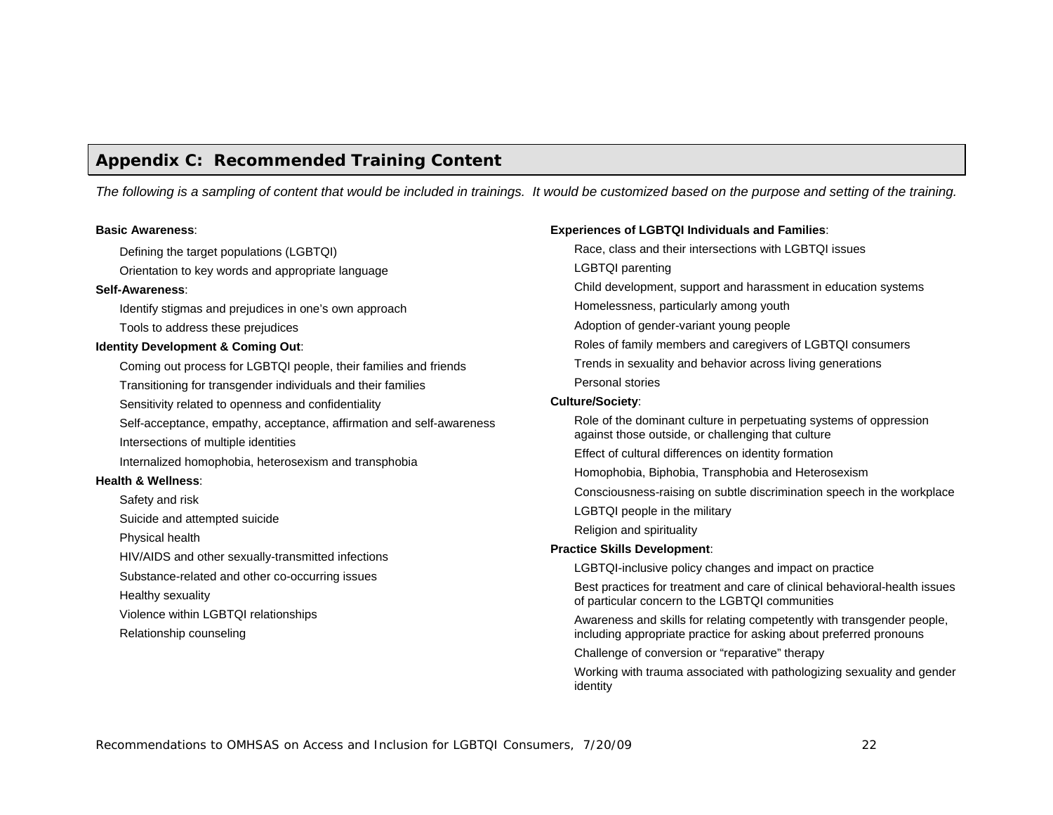## Appendix C: Recommended Training Content

*The following is a sampling of content that would be included in trainings. It would be customized based on the purpose and setting of the training.*

**Basic Awareness**:

- Defining the target populations (LGBTQI)
- Orientation to key words and appropriate language

**Self-Awareness**:

- Identify stigmas and prejudices in one's own approach
- Tools to address these prejudices

**Identity Development & Coming Out**:

- Coming out process for LGBTQI people, their families and friends
- Transitioning for transgender individuals and their families
- Sensitivity related to openness and confidentiality
- Self-acceptance, empathy, acceptance, affirmation and self-awareness
- Intersections of multiple identities
- Internalized homophobia, heterosexism and transphobia

**Health & Wellness**:

- Safety and risk
- Suicide and attempted suicide
- Physical health
- HIV/AIDS and other sexually-transmitted infections
- Substance-related and other co-occurring issues
- Healthy sexuality
- Violence within LGBTQI relationships
- Relationship counseling

**Experiences of LGBTQI Individuals and Families**:

- Race, class and their intersections with LGBTQI issues
- LGBTQI parenting
- Child development, support and harassment in education systems
- Homelessness, particularly among youth
- Adoption of gender-variant young people
- Roles of family members and caregivers of LGBTQI consumers
- Trends in sexuality and behavior across living generations
- Personal stories

**Culture/Society**:

- Role of the dominant culture in perpetuating systems of oppression against those outside, or challenging that culture
- Effect of cultural differences on identity formation
- Homophobia, Biphobia, Transphobia and Heterosexism
- Consciousness-raising on subtle discrimination speech in the workplace
- LGBTQI people in the military
- Religion and spirituality

**Practice Skills Development**:

- LGBTQI-inclusive policy changes and impact on practice
- Best practices for treatment and care of clinical behavioral-health issues of particular concern to the LGBTQI communities
- Awareness and skills for relating competently with transgender people, including appropriate practice for asking about preferred pronouns
- Challenge of conversion or "reparative" therapy
- Working with trauma associated with pathologizing sexuality and gender identity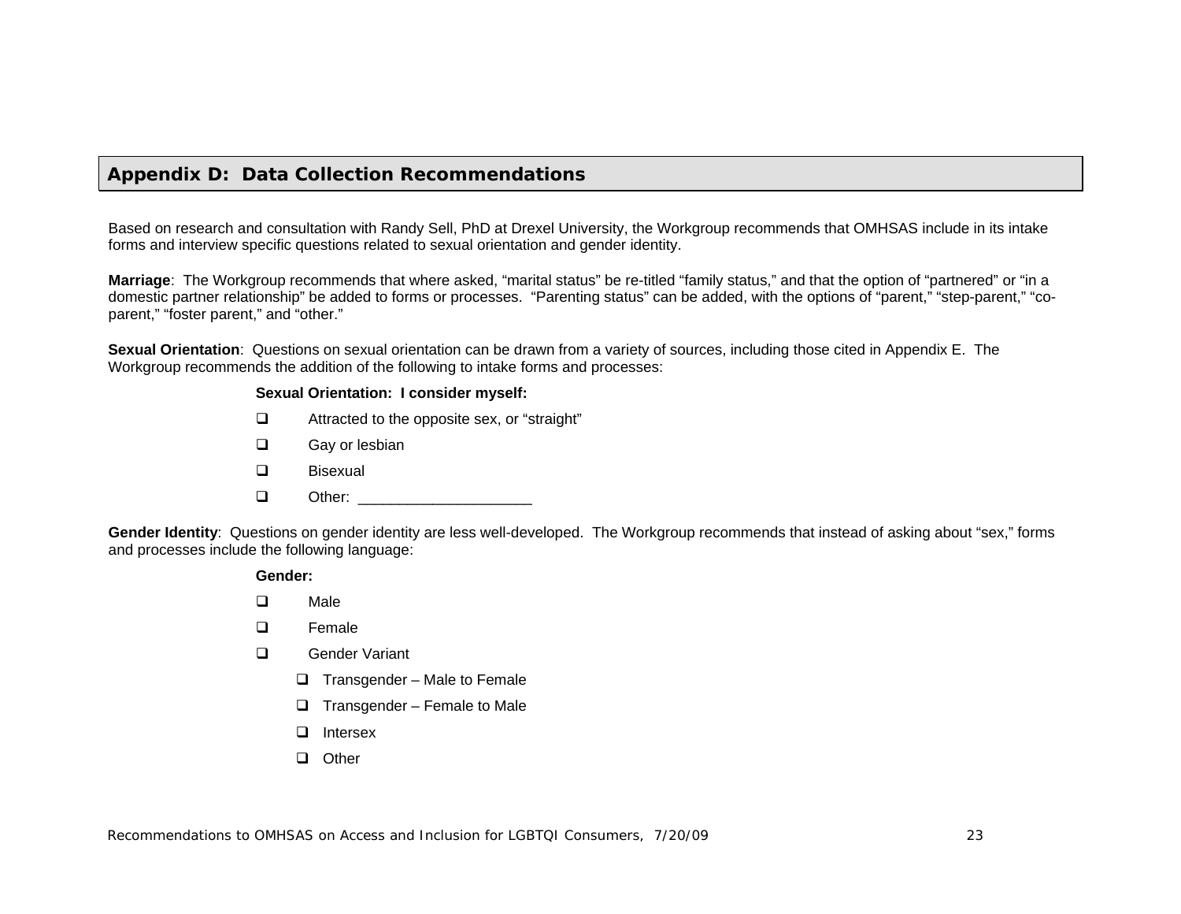## Appendix D: Data Collection Recommendations

Based on research and consultation with Randy Sell, PhD at Drexel University, the Workgroup recommends that OMHSAS include in its intake forms and interview specific questions related to sexual orientation and gender identity.

**Marriage**: The Workgroup recommends that where asked, "marital status" be re-titled "family status," and that the option of "partnered" or "in a domestic partner relationship" be added to forms or processes. "Parenting status" can be added, with the options of "parent," "step-parent," "co-parent," "foster parent," and "other."

**Sexual Orientation**: Questions on sexual orientation can be drawn from a variety of sources, including those cited in Appendix E. The Workgroup recommends the addition of the following to intake forms and processes:

**Sexual Orientation: I consider myself:**

- ❑ Attracted to the opposite sex, or "straight"
- ❑ Gay or lesbian
- ❑ Bisexual
- ❑ Other: ____________________

**Gender Identity**: Questions on gender identity are less well-developed. The Workgroup recommends that instead of asking about "sex," forms and processes include the following language:

**Gender:**

- ❑ Male
- ❑ Female
- ❑ Gender Variant
  - ❑ Transgender – Male to Female
  - ❑ Transgender – Female to Male
  - ❑ Intersex
  - ❑ Other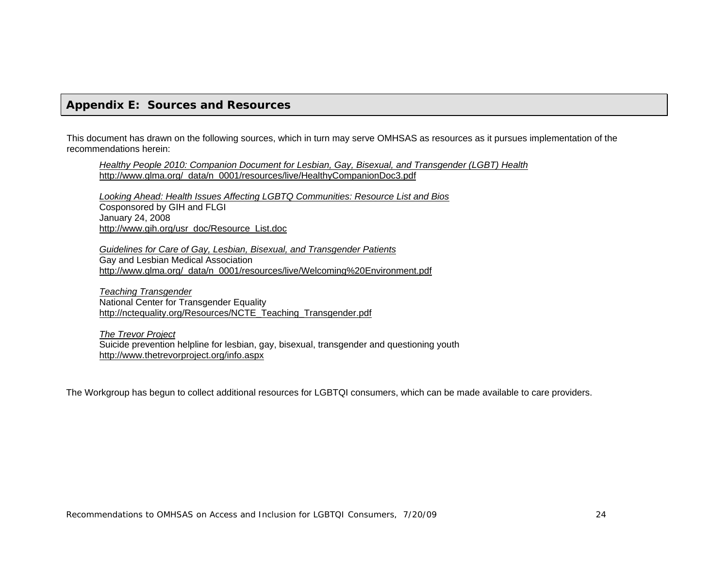## Appendix E: Sources and Resources

This document has drawn on the following sources, which in turn may serve OMHSAS as resources as it pursues implementation of the recommendations herein:

*Healthy People 2010: Companion Document for Lesbian, Gay, Bisexual, and Transgender (LGBT) Health*
http://www.glma.org/_data/n_0001/resources/live/HealthyCompanionDoc3.pdf

*Looking Ahead: Health Issues Affecting LGBTQ Communities: Resource List and Bios*
Cosponsored by GIH and FLGI
January 24, 2008
http://www.gih.org/usr_doc/Resource_List.doc

*Guidelines for Care of Gay, Lesbian, Bisexual, and Transgender Patients*
Gay and Lesbian Medical Association
http://www.glma.org/_data/n_0001/resources/live/Welcoming%20Environment.pdf

*Teaching Transgender*
National Center for Transgender Equality
http://nctequality.org/Resources/NCTE_Teaching_Transgender.pdf

*The Trevor Project*
Suicide prevention helpline for lesbian, gay, bisexual, transgender and questioning youth
http://www.thetrevorproject.org/info.aspx

The Workgroup has begun to collect additional resources for LGBTQI consumers, which can be made available to care providers.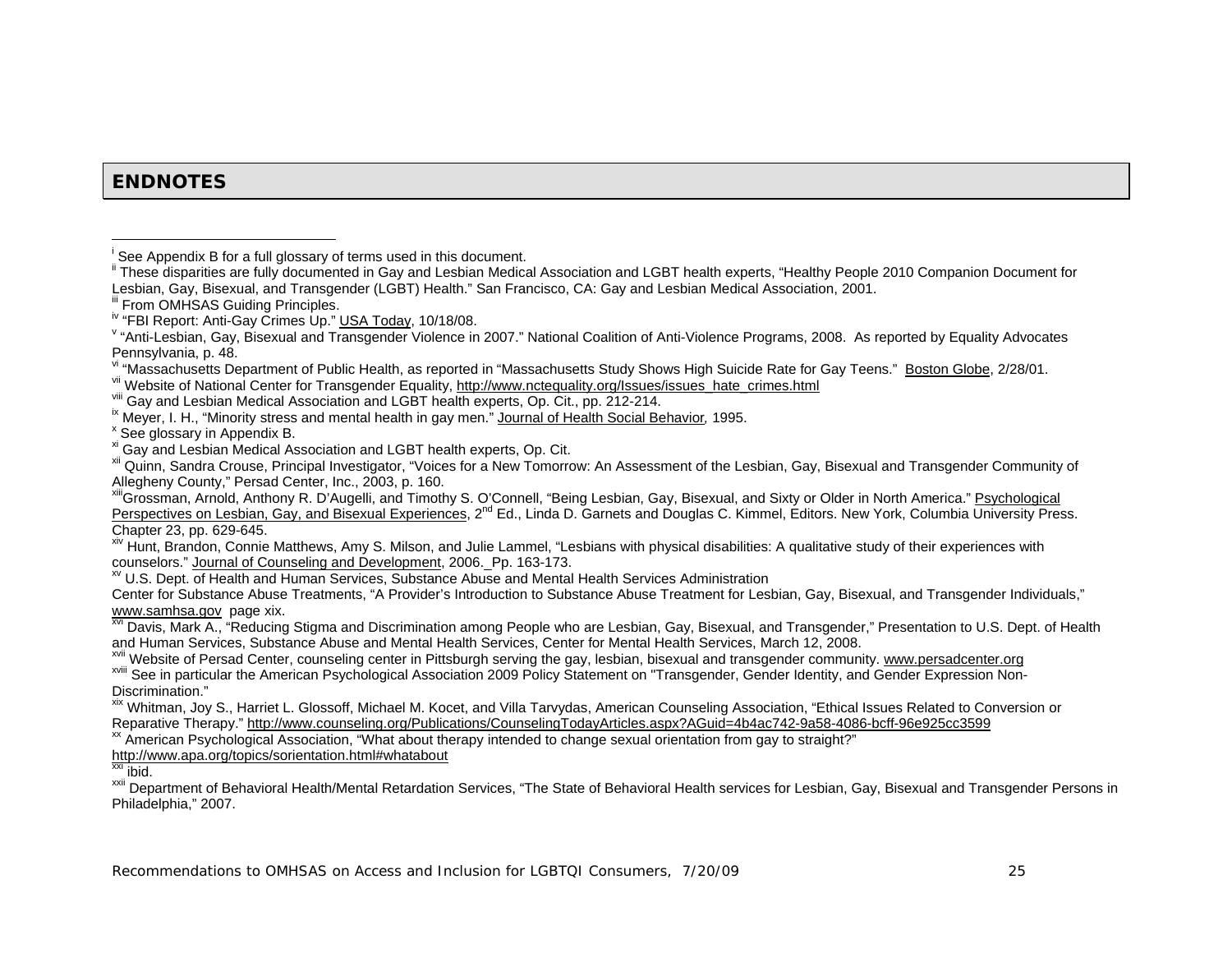## ENDNOTES

[i] See Appendix B for a full glossary of terms used in this document.

[ii] These disparities are fully documented in Gay and Lesbian Medical Association and LGBT health experts, "Healthy People 2010 Companion Document for Lesbian, Gay, Bisexual, and Transgender (LGBT) Health." San Francisco, CA: Gay and Lesbian Medical Association, 2001.

[iii] From OMHSAS Guiding Principles.

[iv] "FBI Report: Anti-Gay Crimes Up." USA Today, 10/18/08.

[v] "Anti-Lesbian, Gay, Bisexual and Transgender Violence in 2007." National Coalition of Anti-Violence Programs, 2008. As reported by Equality Advocates Pennsylvania, p. 48.

[vi] "Massachusetts Department of Public Health, as reported in "Massachusetts Study Shows High Suicide Rate for Gay Teens." Boston Globe, 2/28/01.

[vii] Website of National Center for Transgender Equality, http://www.nctequality.org/Issues/issues_hate_crimes.html

[viii] Gay and Lesbian Medical Association and LGBT health experts, Op. Cit., pp. 212-214.

[ix] Meyer, I. H., "Minority stress and mental health in gay men." *Journal of Health Social Behavior*, 1995.

[x] See glossary in Appendix B.

[xi] Gay and Lesbian Medical Association and LGBT health experts, Op. Cit.

[xii] Quinn, Sandra Crouse, Principal Investigator, "Voices for a New Tomorrow: An Assessment of the Lesbian, Gay, Bisexual and Transgender Community of Allegheny County," Persad Center, Inc., 2003, p. 160.

[xiii] Grossman, Arnold, Anthony R. D'Augelli, and Timothy S. O'Connell, "Being Lesbian, Gay, Bisexual, and Sixty or Older in North America." Psychological Perspectives on Lesbian, Gay, and Bisexual Experiences, 2nd Ed., Linda D. Garnets and Douglas C. Kimmel, Editors. New York, Columbia University Press. Chapter 23, pp. 629-645.

[xiv] Hunt, Brandon, Connie Matthews, Amy S. Milson, and Julie Lammel, "Lesbians with physical disabilities: A qualitative study of their experiences with counselors." Journal of Counseling and Development, 2006. Pp. 163-173.

[xv] U.S. Dept. of Health and Human Services, Substance Abuse and Mental Health Services Administration
Center for Substance Abuse Treatments, "A Provider's Introduction to Substance Abuse Treatment for Lesbian, Gay, Bisexual, and Transgender Individuals," www.samhsa.gov page xix.

[xvi] Davis, Mark A., "Reducing Stigma and Discrimination among People who are Lesbian, Gay, Bisexual, and Transgender," Presentation to U.S. Dept. of Health and Human Services, Substance Abuse and Mental Health Services, Center for Mental Health Services, March 12, 2008.

[xvii] Website of Persad Center, counseling center in Pittsburgh serving the gay, lesbian, bisexual and transgender community. www.persadcenter.org

[xviii] See in particular the American Psychological Association 2009 Policy Statement on "Transgender, Gender Identity, and Gender Expression Non-Discrimination."

[xix] Whitman, Joy S., Harriet L. Glossoff, Michael M. Kocet, and Villa Tarvydas, American Counseling Association, "Ethical Issues Related to Conversion or Reparative Therapy." http://www.counseling.org/Publications/CounselingTodayArticles.aspx?AGuid=4b4ac742-9a58-4086-bcff-96e925cc3599

[xx] American Psychological Association, "What about therapy intended to change sexual orientation from gay to straight?"
http://www.apa.org/topics/sorientation.html#whatabout

[xxi] ibid.

[xxii] Department of Behavioral Health/Mental Retardation Services, "The State of Behavioral Health services for Lesbian, Gay, Bisexual and Transgender Persons in Philadelphia," 2007.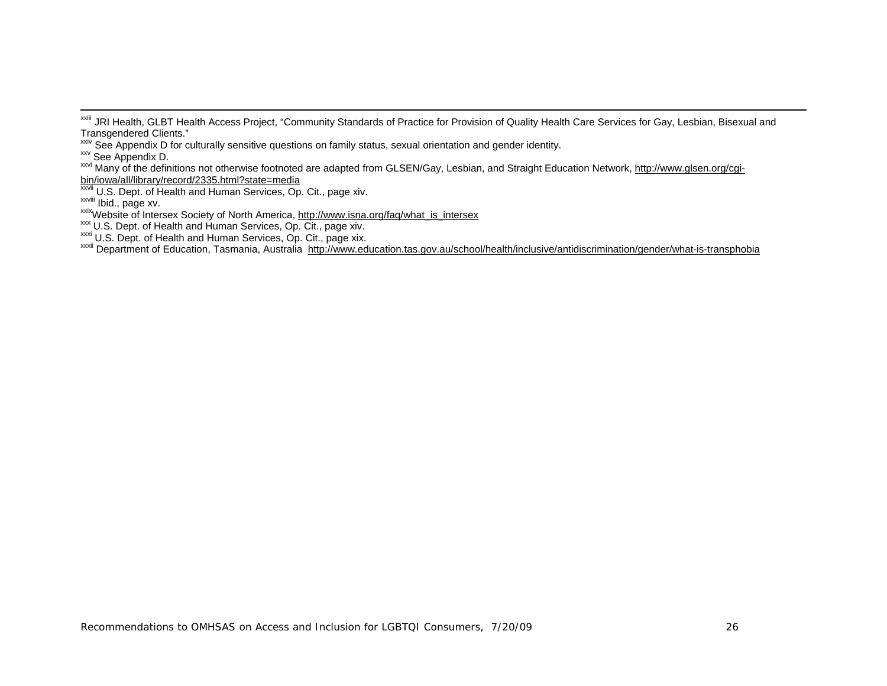[xxiii] JRI Health, GLBT Health Access Project, "Community Standards of Practice for Provision of Quality Health Care Services for Gay, Lesbian, Bisexual and Transgendered Clients."

[xxiv] See Appendix D for culturally sensitive questions on family status, sexual orientation and gender identity.

[xxv] See Appendix D.

[xxvi] Many of the definitions not otherwise footnoted are adapted from GLSEN/Gay, Lesbian, and Straight Education Network, http://www.glsen.org/cgi-bin/iowa/all/library/record/2335.html?state=media

[xxvii] U.S. Dept. of Health and Human Services, Op. Cit., page xiv.

[xxviii] Ibid., page xv.

[xxix] Website of Intersex Society of North America, http://www.isna.org/faq/what_is_intersex

[xxx] U.S. Dept. of Health and Human Services, Op. Cit., page xiv.

[xxxi] U.S. Dept. of Health and Human Services, Op. Cit., page xix.

[xxxii] Department of Education, Tasmania, Australia http://www.education.tas.gov.au/school/health/inclusive/antidiscrimination/gender/what-is-transphobia